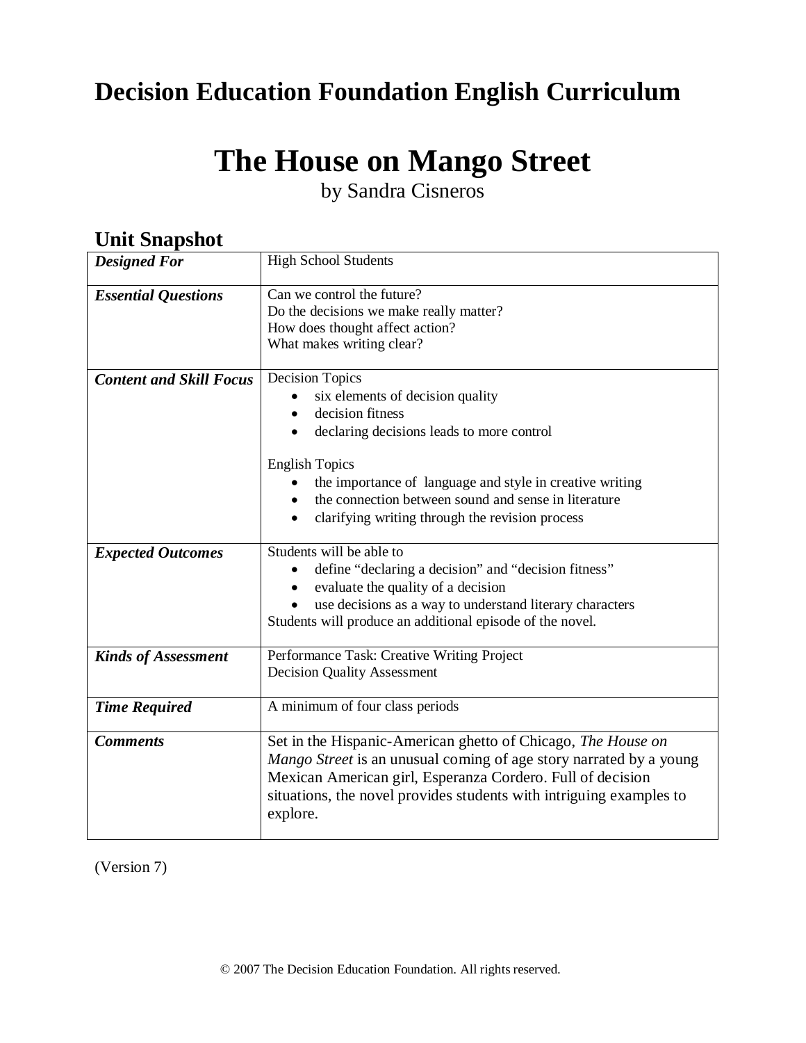# Decision Education Foundation English Curriculum

# The House on Mango Street

by Sandra Cisneros

## Unit Snapshot

| | |
|---|---|
| ***Designed For*** | High School Students |
| ***Essential Questions*** | Can we control the future?<br>Do the decisions we make really matter?<br>How does thought affect action?<br>What makes writing clear? |
| ***Content and Skill Focus*** | Decision Topics<br>• six elements of decision quality<br>• decision fitness<br>• declaring decisions leads to more control<br><br>English Topics<br>• the importance of language and style in creative writing<br>• the connection between sound and sense in literature<br>• clarifying writing through the revision process |
| ***Expected Outcomes*** | Students will be able to<br>• define "declaring a decision" and "decision fitness"<br>• evaluate the quality of a decision<br>• use decisions as a way to understand literary characters<br>Students will produce an additional episode of the novel. |
| ***Kinds of Assessment*** | Performance Task: Creative Writing Project<br>Decision Quality Assessment |
| ***Time Required*** | A minimum of four class periods |
| ***Comments*** | Set in the Hispanic-American ghetto of Chicago, *The House on Mango Street* is an unusual coming of age story narrated by a young Mexican American girl, Esperanza Cordero. Full of decision situations, the novel provides students with intriguing examples to explore. |

(Version 7)

© 2007 The Decision Education Foundation. All rights reserved.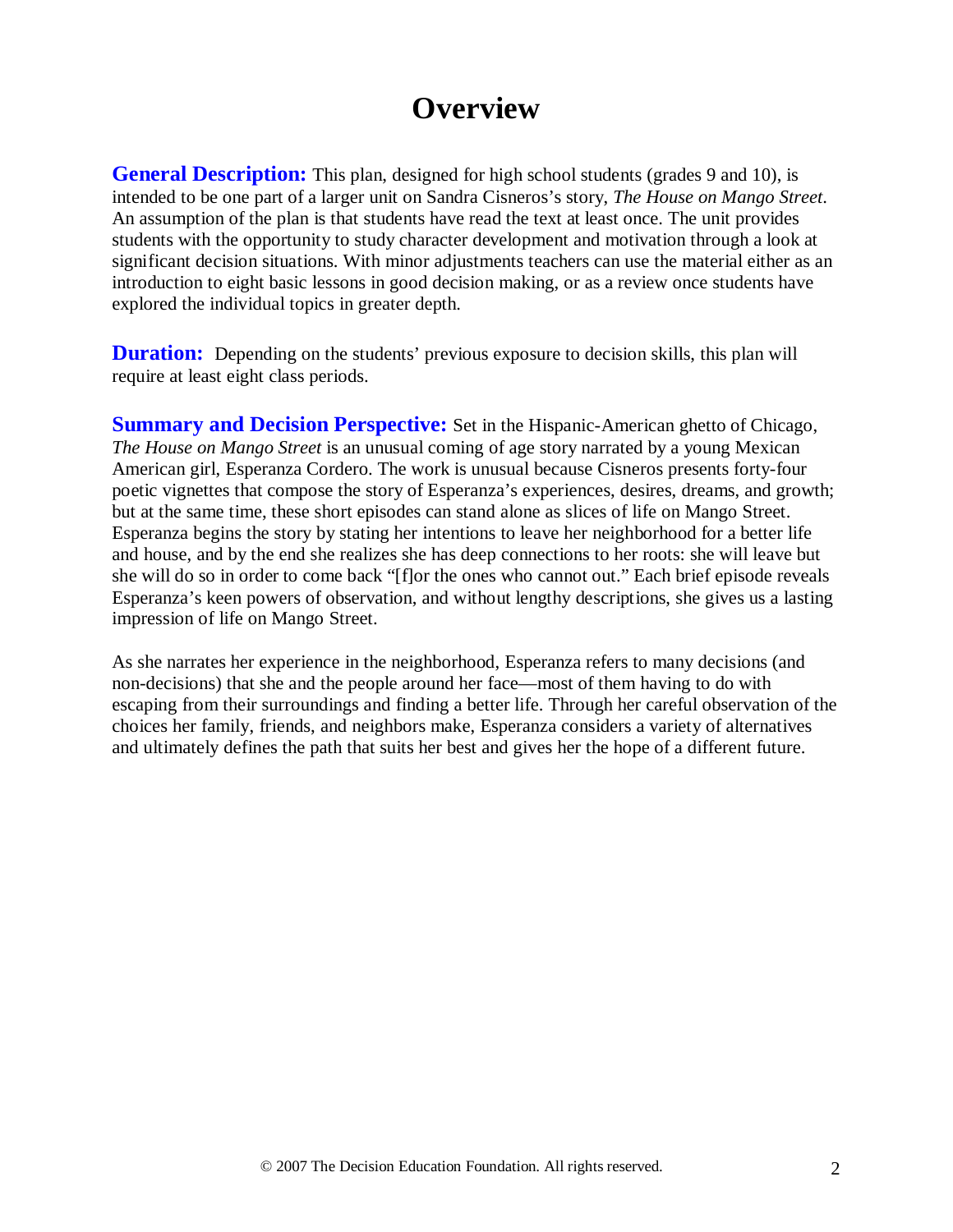# Overview

**General Description:** This plan, designed for high school students (grades 9 and 10), is intended to be one part of a larger unit on Sandra Cisneros's story, *The House on Mango Street*. An assumption of the plan is that students have read the text at least once. The unit provides students with the opportunity to study character development and motivation through a look at significant decision situations. With minor adjustments teachers can use the material either as an introduction to eight basic lessons in good decision making, or as a review once students have explored the individual topics in greater depth.

**Duration:** Depending on the students' previous exposure to decision skills, this plan will require at least eight class periods.

**Summary and Decision Perspective:** Set in the Hispanic-American ghetto of Chicago, *The House on Mango Street* is an unusual coming of age story narrated by a young Mexican American girl, Esperanza Cordero. The work is unusual because Cisneros presents forty-four poetic vignettes that compose the story of Esperanza's experiences, desires, dreams, and growth; but at the same time, these short episodes can stand alone as slices of life on Mango Street. Esperanza begins the story by stating her intentions to leave her neighborhood for a better life and house, and by the end she realizes she has deep connections to her roots: she will leave but she will do so in order to come back "[f]or the ones who cannot out." Each brief episode reveals Esperanza's keen powers of observation, and without lengthy descriptions, she gives us a lasting impression of life on Mango Street.

As she narrates her experience in the neighborhood, Esperanza refers to many decisions (and non-decisions) that she and the people around her face—most of them having to do with escaping from their surroundings and finding a better life. Through her careful observation of the choices her family, friends, and neighbors make, Esperanza considers a variety of alternatives and ultimately defines the path that suits her best and gives her the hope of a different future.

© 2007 The Decision Education Foundation. All rights reserved.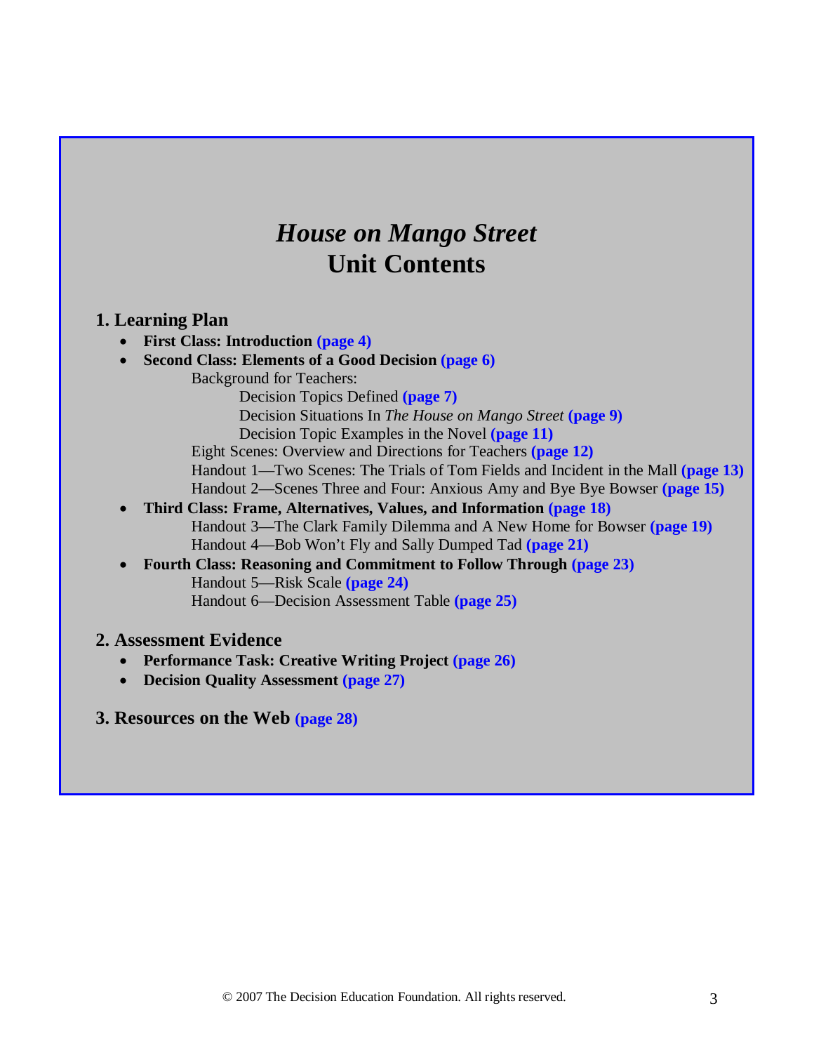# *House on Mango Street*
# Unit Contents

## 1. Learning Plan

- **First Class: Introduction (page 4)**
- **Second Class: Elements of a Good Decision (page 6)**
  - Background for Teachers:
    - Decision Topics Defined **(page 7)**
    - Decision Situations In *The House on Mango Street* **(page 9)**
    - Decision Topic Examples in the Novel **(page 11)**
  - Eight Scenes: Overview and Directions for Teachers **(page 12)**
  - Handout 1—Two Scenes: The Trials of Tom Fields and Incident in the Mall **(page 13)**
  - Handout 2—Scenes Three and Four: Anxious Amy and Bye Bye Bowser **(page 15)**
- **Third Class: Frame, Alternatives, Values, and Information (page 18)**
  - Handout 3—The Clark Family Dilemma and A New Home for Bowser **(page 19)**
  - Handout 4—Bob Won't Fly and Sally Dumped Tad **(page 21)**
- **Fourth Class: Reasoning and Commitment to Follow Through (page 23)**
  - Handout 5—Risk Scale **(page 24)**
  - Handout 6—Decision Assessment Table **(page 25)**

## 2. Assessment Evidence

- **Performance Task: Creative Writing Project (page 26)**
- **Decision Quality Assessment (page 27)**

## 3. Resources on the Web (page 28)

© 2007 The Decision Education Foundation. All rights reserved.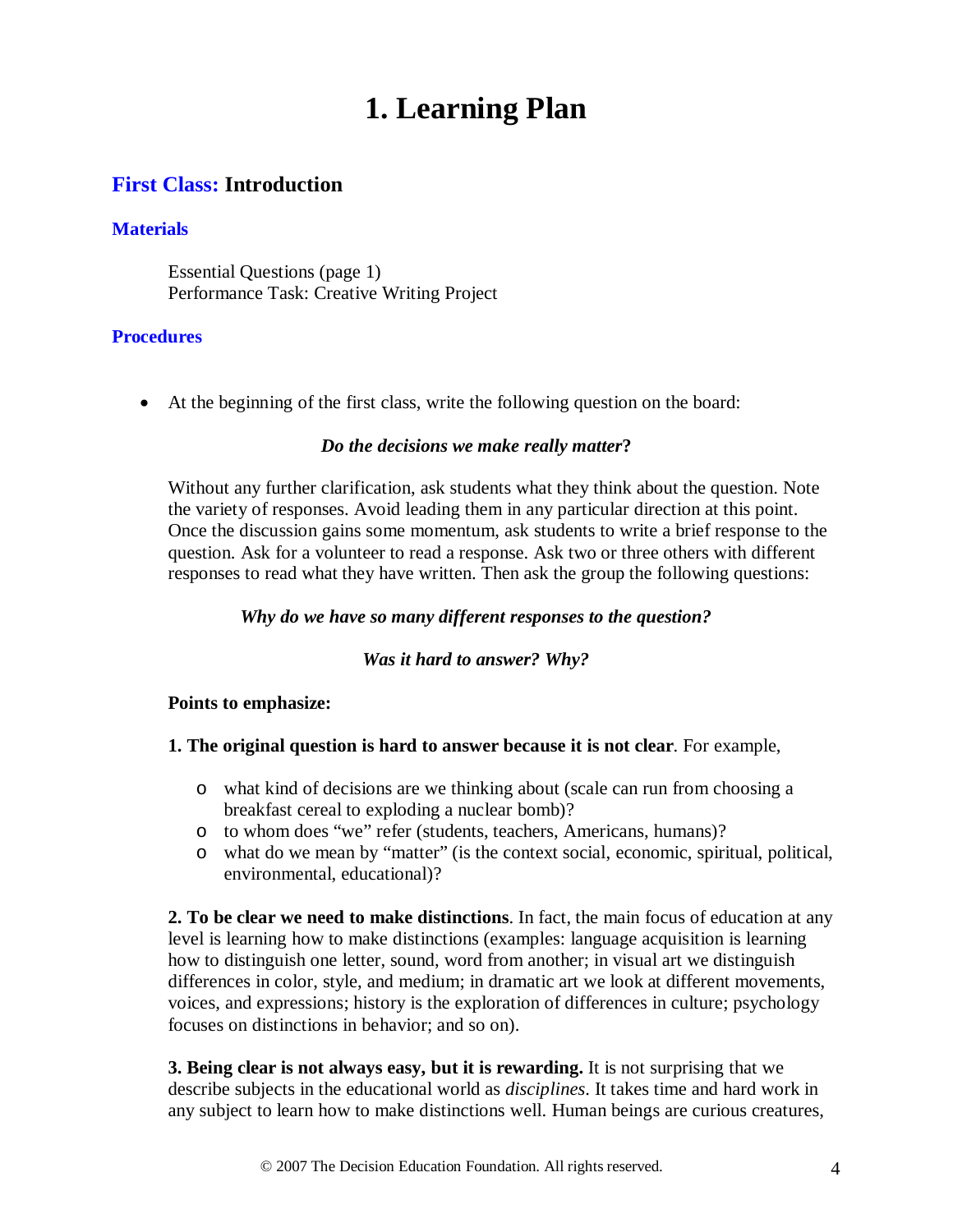# 1. Learning Plan

## First Class: Introduction

### Materials

Essential Questions (page 1)
Performance Task: Creative Writing Project

### Procedures

- At the beginning of the first class, write the following question on the board:

***Do the decisions we make really matter*?**

Without any further clarification, ask students what they think about the question. Note the variety of responses. Avoid leading them in any particular direction at this point. Once the discussion gains some momentum, ask students to write a brief response to the question. Ask for a volunteer to read a response. Ask two or three others with different responses to read what they have written. Then ask the group the following questions:

***Why do we have so many different responses to the question?***

***Was it hard to answer? Why?***

**Points to emphasize:**

**1. The original question is hard to answer because it is not clear**. For example,

- what kind of decisions are we thinking about (scale can run from choosing a breakfast cereal to exploding a nuclear bomb)?
- to whom does "we" refer (students, teachers, Americans, humans)?
- what do we mean by "matter" (is the context social, economic, spiritual, political, environmental, educational)?

**2. To be clear we need to make distinctions**. In fact, the main focus of education at any level is learning how to make distinctions (examples: language acquisition is learning how to distinguish one letter, sound, word from another; in visual art we distinguish differences in color, style, and medium; in dramatic art we look at different movements, voices, and expressions; history is the exploration of differences in culture; psychology focuses on distinctions in behavior; and so on).

**3. Being clear is not always easy, but it is rewarding.** It is not surprising that we describe subjects in the educational world as *disciplines*. It takes time and hard work in any subject to learn how to make distinctions well. Human beings are curious creatures,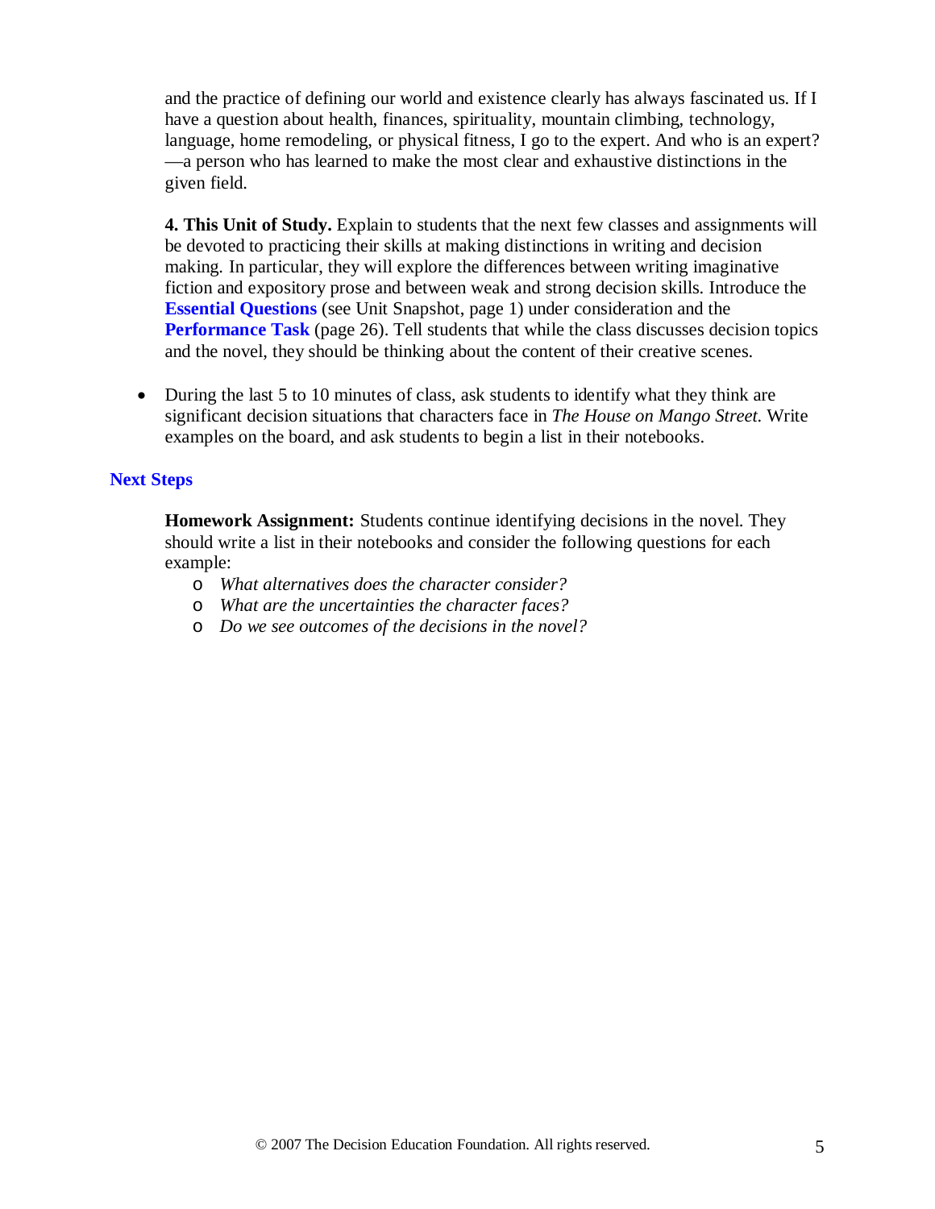and the practice of defining our world and existence clearly has always fascinated us. If I have a question about health, finances, spirituality, mountain climbing, technology, language, home remodeling, or physical fitness, I go to the expert. And who is an expert?—a person who has learned to make the most clear and exhaustive distinctions in the given field.

**4. This Unit of Study.** Explain to students that the next few classes and assignments will be devoted to practicing their skills at making distinctions in writing and decision making. In particular, they will explore the differences between writing imaginative fiction and expository prose and between weak and strong decision skills. Introduce the **Essential Questions** (see Unit Snapshot, page 1) under consideration and the **Performance Task** (page 26). Tell students that while the class discusses decision topics and the novel, they should be thinking about the content of their creative scenes.

- During the last 5 to 10 minutes of class, ask students to identify what they think are significant decision situations that characters face in *The House on Mango Street.* Write examples on the board, and ask students to begin a list in their notebooks.

## Next Steps

**Homework Assignment:** Students continue identifying decisions in the novel. They should write a list in their notebooks and consider the following questions for each example:

- *What alternatives does the character consider?*
- *What are the uncertainties the character faces?*
- *Do we see outcomes of the decisions in the novel?*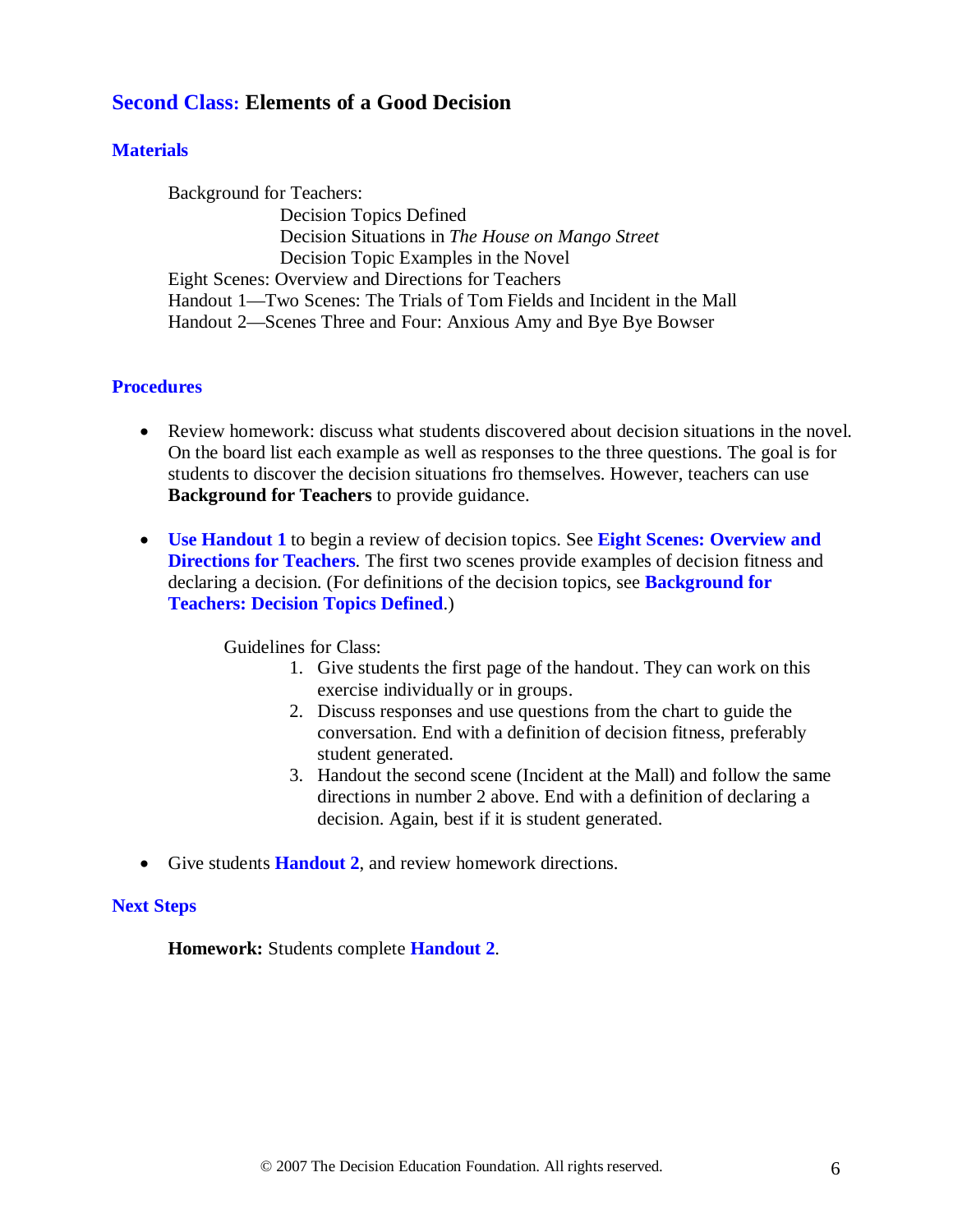## Second Class: Elements of a Good Decision

### Materials

Background for Teachers:

- Decision Topics Defined
- Decision Situations in *The House on Mango Street*
- Decision Topic Examples in the Novel

Eight Scenes: Overview and Directions for Teachers

Handout 1—Two Scenes: The Trials of Tom Fields and Incident in the Mall

Handout 2—Scenes Three and Four: Anxious Amy and Bye Bye Bowser

### Procedures

- Review homework: discuss what students discovered about decision situations in the novel. On the board list each example as well as responses to the three questions. The goal is for students to discover the decision situations fro themselves. However, teachers can use **Background for Teachers** to provide guidance.

- **Use Handout 1** to begin a review of decision topics. See **Eight Scenes: Overview and Directions for Teachers**. The first two scenes provide examples of decision fitness and declaring a decision. (For definitions of the decision topics, see **Background for Teachers: Decision Topics Defined**.)

  Guidelines for Class:

  1. Give students the first page of the handout. They can work on this exercise individually or in groups.
  2. Discuss responses and use questions from the chart to guide the conversation. End with a definition of decision fitness, preferably student generated.
  3. Handout the second scene (Incident at the Mall) and follow the same directions in number 2 above. End with a definition of declaring a decision. Again, best if it is student generated.

- Give students **Handout 2**, and review homework directions.

### Next Steps

**Homework:** Students complete **Handout 2**.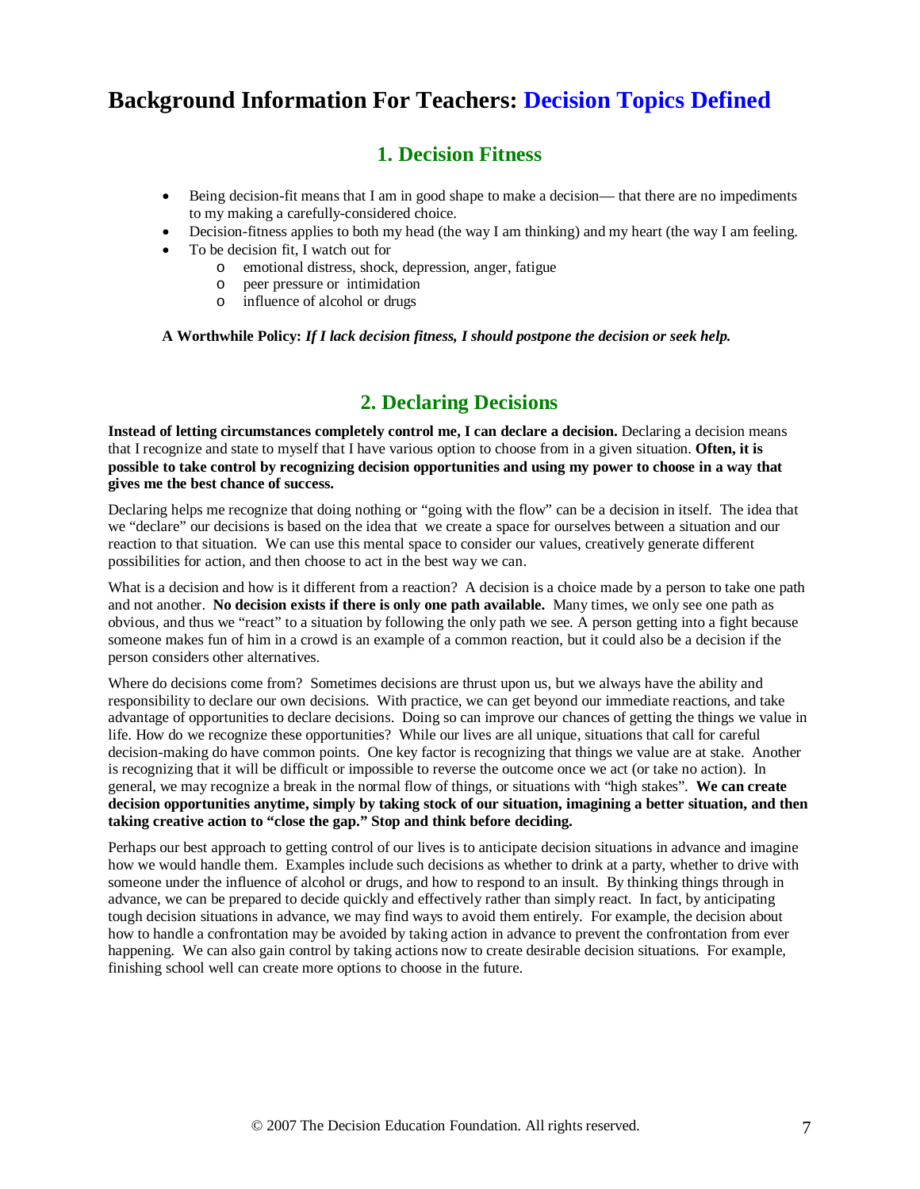# Background Information For Teachers: Decision Topics Defined

## 1. Decision Fitness

- Being decision-fit means that I am in good shape to make a decision— that there are no impediments to my making a carefully-considered choice.
- Decision-fitness applies to both my head (the way I am thinking) and my heart (the way I am feeling.
- To be decision fit, I watch out for
    - emotional distress, shock, depression, anger, fatigue
    - peer pressure or intimidation
    - influence of alcohol or drugs

**A Worthwhile Policy:** ***If I lack decision fitness, I should postpone the decision or seek help.***

## 2. Declaring Decisions

**Instead of letting circumstances completely control me, I can declare a decision.** Declaring a decision means that I recognize and state to myself that I have various option to choose from in a given situation. **Often, it is possible to take control by recognizing decision opportunities and using my power to choose in a way that gives me the best chance of success.**

Declaring helps me recognize that doing nothing or "going with the flow" can be a decision in itself. The idea that we "declare" our decisions is based on the idea that we create a space for ourselves between a situation and our reaction to that situation. We can use this mental space to consider our values, creatively generate different possibilities for action, and then choose to act in the best way we can.

What is a decision and how is it different from a reaction? A decision is a choice made by a person to take one path and not another. **No decision exists if there is only one path available.** Many times, we only see one path as obvious, and thus we "react" to a situation by following the only path we see. A person getting into a fight because someone makes fun of him in a crowd is an example of a common reaction, but it could also be a decision if the person considers other alternatives.

Where do decisions come from? Sometimes decisions are thrust upon us, but we always have the ability and responsibility to declare our own decisions. With practice, we can get beyond our immediate reactions, and take advantage of opportunities to declare decisions. Doing so can improve our chances of getting the things we value in life. How do we recognize these opportunities? While our lives are all unique, situations that call for careful decision-making do have common points. One key factor is recognizing that things we value are at stake. Another is recognizing that it will be difficult or impossible to reverse the outcome once we act (or take no action). In general, we may recognize a break in the normal flow of things, or situations with "high stakes". **We can create decision opportunities anytime, simply by taking stock of our situation, imagining a better situation, and then taking creative action to "close the gap." Stop and think before deciding.**

Perhaps our best approach to getting control of our lives is to anticipate decision situations in advance and imagine how we would handle them. Examples include such decisions as whether to drink at a party, whether to drive with someone under the influence of alcohol or drugs, and how to respond to an insult. By thinking things through in advance, we can be prepared to decide quickly and effectively rather than simply react. In fact, by anticipating tough decision situations in advance, we may find ways to avoid them entirely. For example, the decision about how to handle a confrontation may be avoided by taking action in advance to prevent the confrontation from ever happening. We can also gain control by taking actions now to create desirable decision situations. For example, finishing school well can create more options to choose in the future.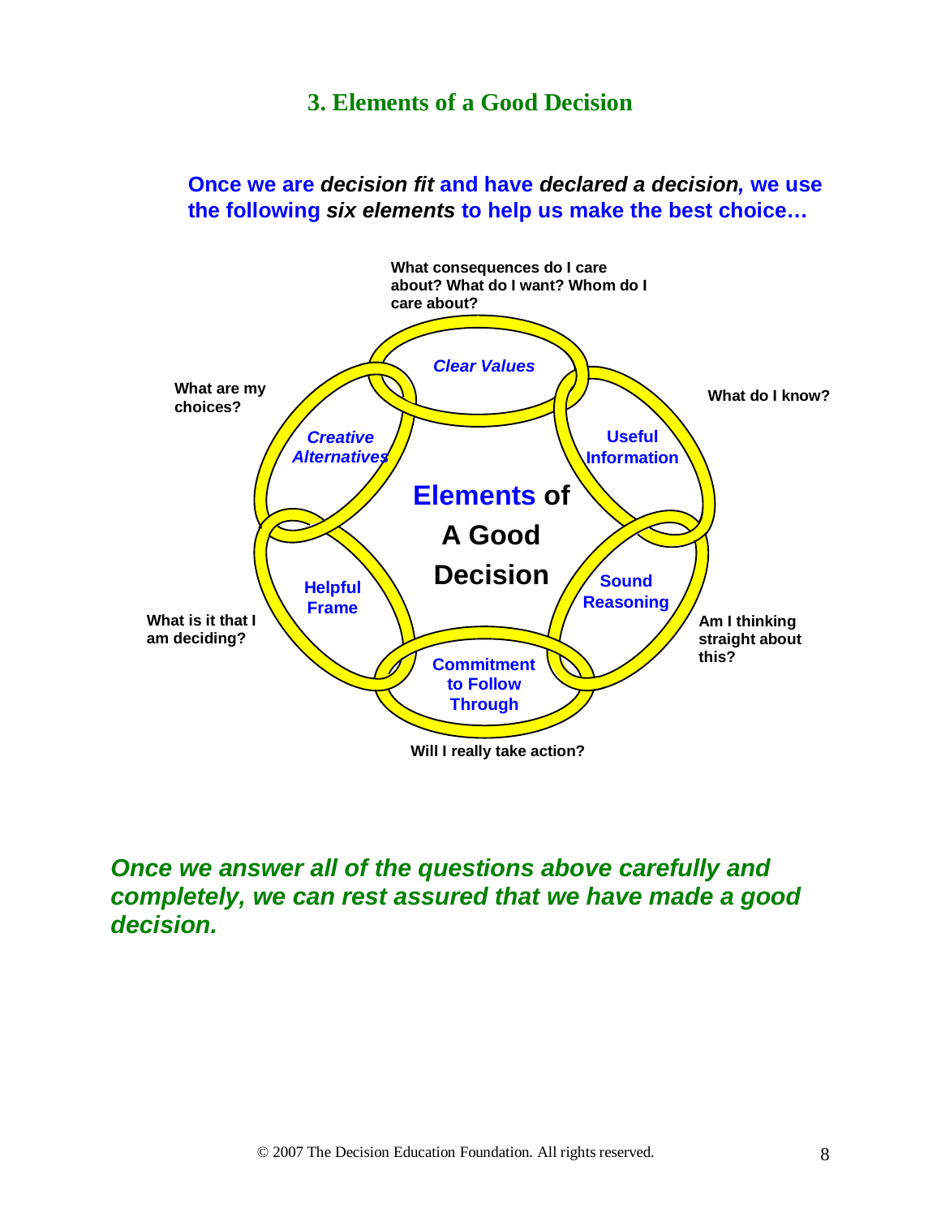### 3. Elements of a Good Decision

**Once we are *decision fit* and have *declared a decision*, we use the following *six elements* to help us make the best choice…**

What consequences do I care about? What do I want? Whom do I care about?

***Clear Values***

What do I know?

**Useful Information**

Am I thinking straight about this?

**Sound Reasoning**

Will I really take action?

**Commitment to Follow Through**

What is it that I am deciding?

**Helpful Frame**

What are my choices?

***Creative Alternatives***

**Elements of A Good Decision**

***Once we answer all of the questions above carefully and completely, we can rest assured that we have made a good decision.***

© 2007 The Decision Education Foundation. All rights reserved.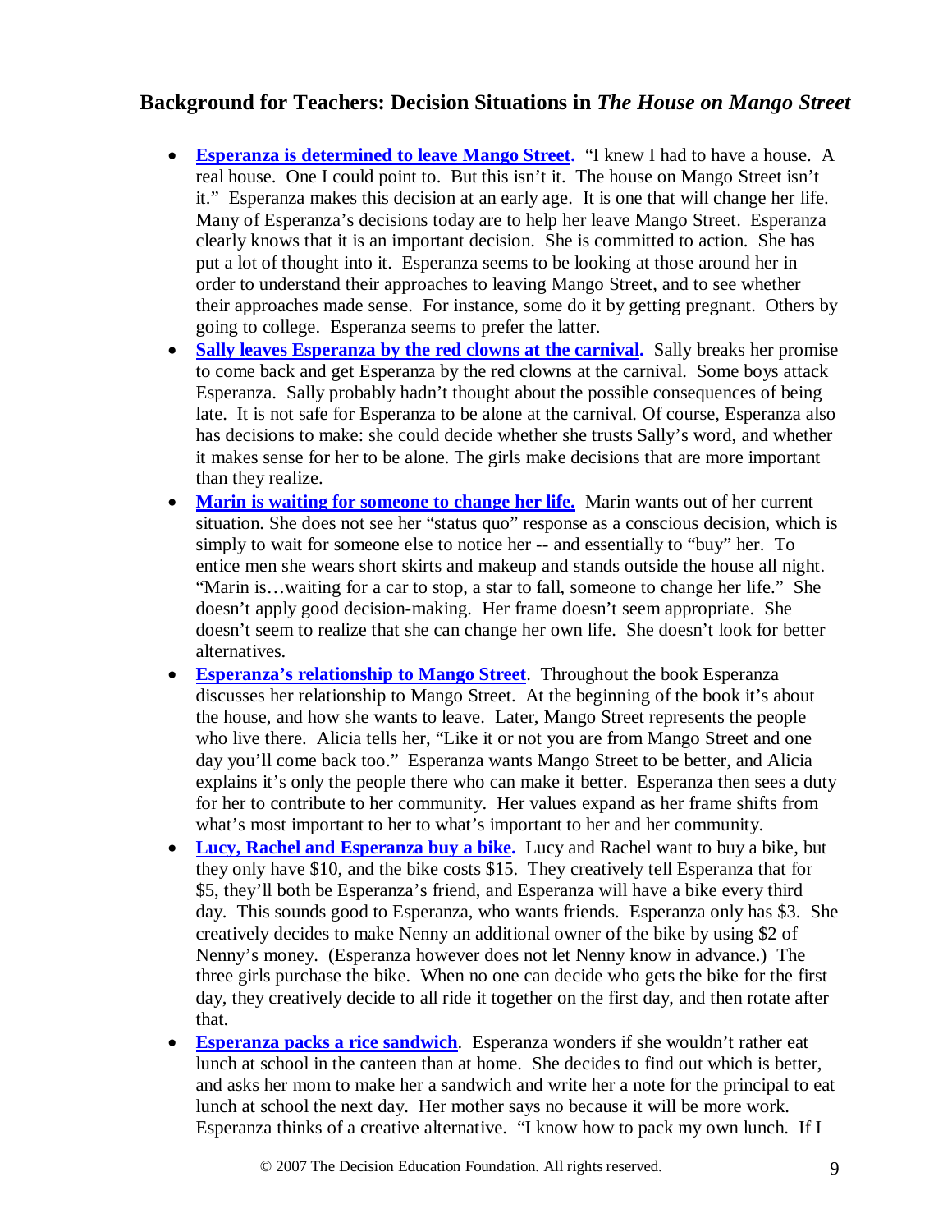### Background for Teachers: Decision Situations in *The House on Mango Street*

- **Esperanza is determined to leave Mango Street.** "I knew I had to have a house. A real house. One I could point to. But this isn't it. The house on Mango Street isn't it." Esperanza makes this decision at an early age. It is one that will change her life. Many of Esperanza's decisions today are to help her leave Mango Street. Esperanza clearly knows that it is an important decision. She is committed to action. She has put a lot of thought into it. Esperanza seems to be looking at those around her in order to understand their approaches to leaving Mango Street, and to see whether their approaches made sense. For instance, some do it by getting pregnant. Others by going to college. Esperanza seems to prefer the latter.
- **Sally leaves Esperanza by the red clowns at the carnival.** Sally breaks her promise to come back and get Esperanza by the red clowns at the carnival. Some boys attack Esperanza. Sally probably hadn't thought about the possible consequences of being late. It is not safe for Esperanza to be alone at the carnival. Of course, Esperanza also has decisions to make: she could decide whether she trusts Sally's word, and whether it makes sense for her to be alone. The girls make decisions that are more important than they realize.
- **Marin is waiting for someone to change her life.** Marin wants out of her current situation. She does not see her "status quo" response as a conscious decision, which is simply to wait for someone else to notice her -- and essentially to "buy" her. To entice men she wears short skirts and makeup and stands outside the house all night. "Marin is…waiting for a car to stop, a star to fall, someone to change her life." She doesn't apply good decision-making. Her frame doesn't seem appropriate. She doesn't seem to realize that she can change her own life. She doesn't look for better alternatives.
- **Esperanza's relationship to Mango Street**. Throughout the book Esperanza discusses her relationship to Mango Street. At the beginning of the book it's about the house, and how she wants to leave. Later, Mango Street represents the people who live there. Alicia tells her, "Like it or not you are from Mango Street and one day you'll come back too." Esperanza wants Mango Street to be better, and Alicia explains it's only the people there who can make it better. Esperanza then sees a duty for her to contribute to her community. Her values expand as her frame shifts from what's most important to her to what's important to her and her community.
- **Lucy, Rachel and Esperanza buy a bike.** Lucy and Rachel want to buy a bike, but they only have $10, and the bike costs $15. They creatively tell Esperanza that for $5, they'll both be Esperanza's friend, and Esperanza will have a bike every third day. This sounds good to Esperanza, who wants friends. Esperanza only has $3. She creatively decides to make Nenny an additional owner of the bike by using $2 of Nenny's money. (Esperanza however does not let Nenny know in advance.) The three girls purchase the bike. When no one can decide who gets the bike for the first day, they creatively decide to all ride it together on the first day, and then rotate after that.
- **Esperanza packs a rice sandwich**. Esperanza wonders if she wouldn't rather eat lunch at school in the canteen than at home. She decides to find out which is better, and asks her mom to make her a sandwich and write her a note for the principal to eat lunch at school the next day. Her mother says no because it will be more work. Esperanza thinks of a creative alternative. "I know how to pack my own lunch. If I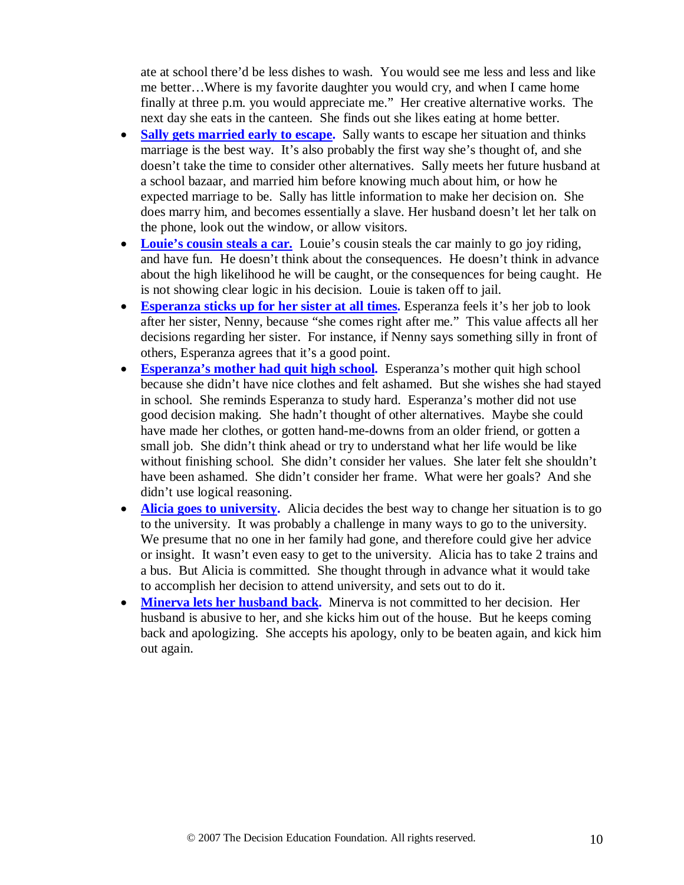ate at school there'd be less dishes to wash. You would see me less and less and like me better…Where is my favorite daughter you would cry, and when I came home finally at three p.m. you would appreciate me." Her creative alternative works. The next day she eats in the canteen. She finds out she likes eating at home better.

- **Sally gets married early to escape.** Sally wants to escape her situation and thinks marriage is the best way. It's also probably the first way she's thought of, and she doesn't take the time to consider other alternatives. Sally meets her future husband at a school bazaar, and married him before knowing much about him, or how he expected marriage to be. Sally has little information to make her decision on. She does marry him, and becomes essentially a slave. Her husband doesn't let her talk on the phone, look out the window, or allow visitors.
- **Louie's cousin steals a car.** Louie's cousin steals the car mainly to go joy riding, and have fun. He doesn't think about the consequences. He doesn't think in advance about the high likelihood he will be caught, or the consequences for being caught. He is not showing clear logic in his decision. Louie is taken off to jail.
- **Esperanza sticks up for her sister at all times.** Esperanza feels it's her job to look after her sister, Nenny, because "she comes right after me." This value affects all her decisions regarding her sister. For instance, if Nenny says something silly in front of others, Esperanza agrees that it's a good point.
- **Esperanza's mother had quit high school.** Esperanza's mother quit high school because she didn't have nice clothes and felt ashamed. But she wishes she had stayed in school. She reminds Esperanza to study hard. Esperanza's mother did not use good decision making. She hadn't thought of other alternatives. Maybe she could have made her clothes, or gotten hand-me-downs from an older friend, or gotten a small job. She didn't think ahead or try to understand what her life would be like without finishing school. She didn't consider her values. She later felt she shouldn't have been ashamed. She didn't consider her frame. What were her goals? And she didn't use logical reasoning.
- **Alicia goes to university.** Alicia decides the best way to change her situation is to go to the university. It was probably a challenge in many ways to go to the university. We presume that no one in her family had gone, and therefore could give her advice or insight. It wasn't even easy to get to the university. Alicia has to take 2 trains and a bus. But Alicia is committed. She thought through in advance what it would take to accomplish her decision to attend university, and sets out to do it.
- **Minerva lets her husband back.** Minerva is not committed to her decision. Her husband is abusive to her, and she kicks him out of the house. But he keeps coming back and apologizing. She accepts his apology, only to be beaten again, and kick him out again.

© 2007 The Decision Education Foundation. All rights reserved.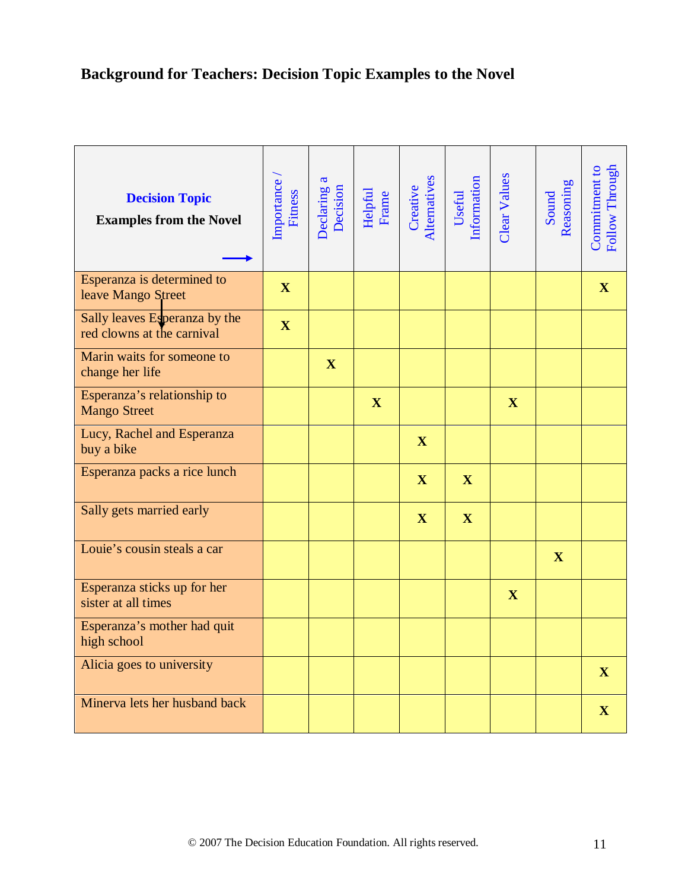## Background for Teachers: Decision Topic Examples to the Novel

| Decision Topic<br>Examples from the Novel → | Importance / Fitness | Declaring a Decision | Helpful Frame | Creative Alternatives | Useful Information | Clear Values | Sound Reasoning | Commitment to Follow Through |
|---|---|---|---|---|---|---|---|---|
| Esperanza is determined to leave Mango Street | X | | | | | | | X |
| Sally leaves Esperanza by the red clowns at the carnival | X | | | | | | | |
| Marin waits for someone to change her life | | X | | | | | | |
| Esperanza's relationship to Mango Street | | | X | | | X | | |
| Lucy, Rachel and Esperanza buy a bike | | | | X | | | | |
| Esperanza packs a rice lunch | | | | X | X | | | |
| Sally gets married early | | | | X | X | | | |
| Louie's cousin steals a car | | | | | | | X | |
| Esperanza sticks up for her sister at all times | | | | | | X | | |
| Esperanza's mother had quit high school | | | | | | | | |
| Alicia goes to university | | | | | | | | X |
| Minerva lets her husband back | | | | | | | | X |

© 2007 The Decision Education Foundation. All rights reserved.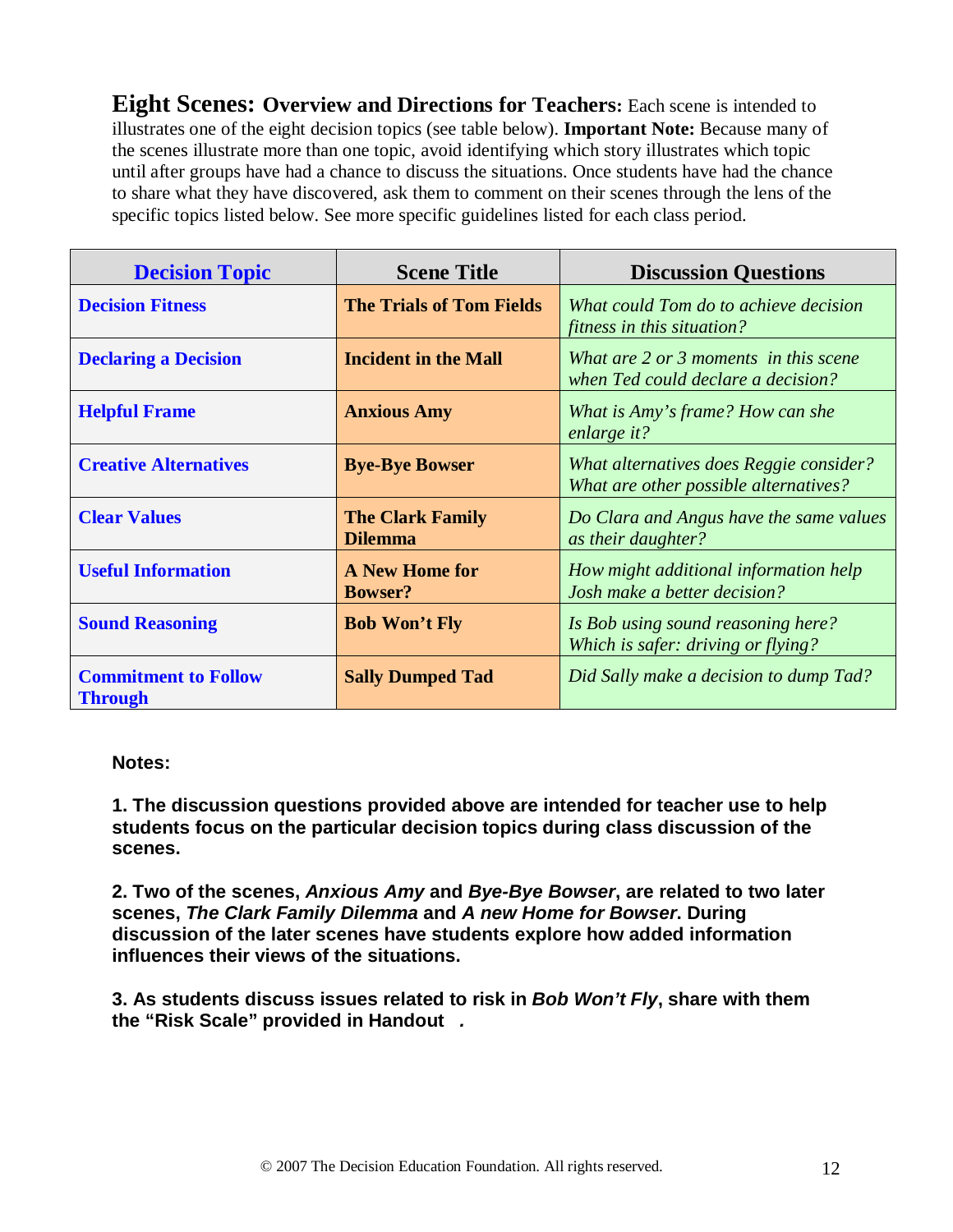**Eight Scenes: Overview and Directions for Teachers:** Each scene is intended to illustrates one of the eight decision topics (see table below). **Important Note:** Because many of the scenes illustrate more than one topic, avoid identifying which story illustrates which topic until after groups have had a chance to discuss the situations. Once students have had the chance to share what they have discovered, ask them to comment on their scenes through the lens of the specific topics listed below. See more specific guidelines listed for each class period.

| Decision Topic | Scene Title | Discussion Questions |
|---|---|---|
| **Decision Fitness** | **The Trials of Tom Fields** | *What could Tom do to achieve decision fitness in this situation?* |
| **Declaring a Decision** | **Incident in the Mall** | *What are 2 or 3 moments in this scene when Ted could declare a decision?* |
| **Helpful Frame** | **Anxious Amy** | *What is Amy's frame? How can she enlarge it?* |
| **Creative Alternatives** | **Bye-Bye Bowser** | *What alternatives does Reggie consider? What are other possible alternatives?* |
| **Clear Values** | **The Clark Family Dilemma** | *Do Clara and Angus have the same values as their daughter?* |
| **Useful Information** | **A New Home for Bowser?** | *How might additional information help Josh make a better decision?* |
| **Sound Reasoning** | **Bob Won't Fly** | *Is Bob using sound reasoning here? Which is safer: driving or flying?* |
| **Commitment to Follow Through** | **Sally Dumped Tad** | *Did Sally make a decision to dump Tad?* |

**Notes:**

**1. The discussion questions provided above are intended for teacher use to help students focus on the particular decision topics during class discussion of the scenes.**

**2. Two of the scenes, *Anxious Amy* and *Bye-Bye Bowser*, are related to two later scenes, *The Clark Family Dilemma* and *A new Home for Bowser*. During discussion of the later scenes have students explore how added information influences their views of the situations.**

**3. As students discuss issues related to risk in *Bob Won't Fly*, share with them the "Risk Scale" provided in Handout *.***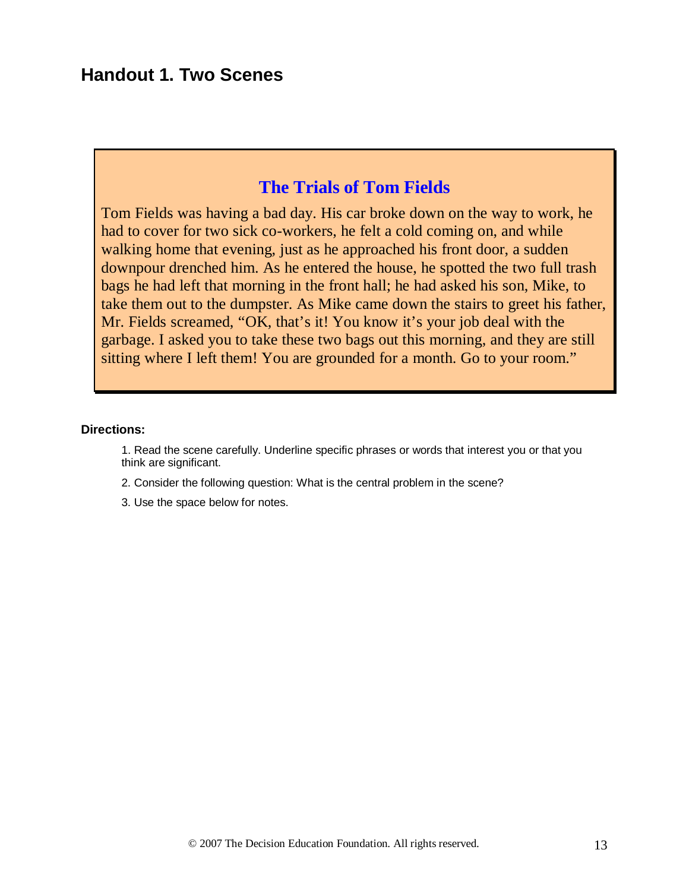## Handout 1. Two Scenes

### The Trials of Tom Fields

Tom Fields was having a bad day. His car broke down on the way to work, he had to cover for two sick co-workers, he felt a cold coming on, and while walking home that evening, just as he approached his front door, a sudden downpour drenched him. As he entered the house, he spotted the two full trash bags he had left that morning in the front hall; he had asked his son, Mike, to take them out to the dumpster. As Mike came down the stairs to greet his father, Mr. Fields screamed, "OK, that's it! You know it's your job deal with the garbage. I asked you to take these two bags out this morning, and they are still sitting where I left them! You are grounded for a month. Go to your room."

**Directions:**

1. Read the scene carefully. Underline specific phrases or words that interest you or that you think are significant.
2. Consider the following question: What is the central problem in the scene?
3. Use the space below for notes.

© 2007 The Decision Education Foundation. All rights reserved.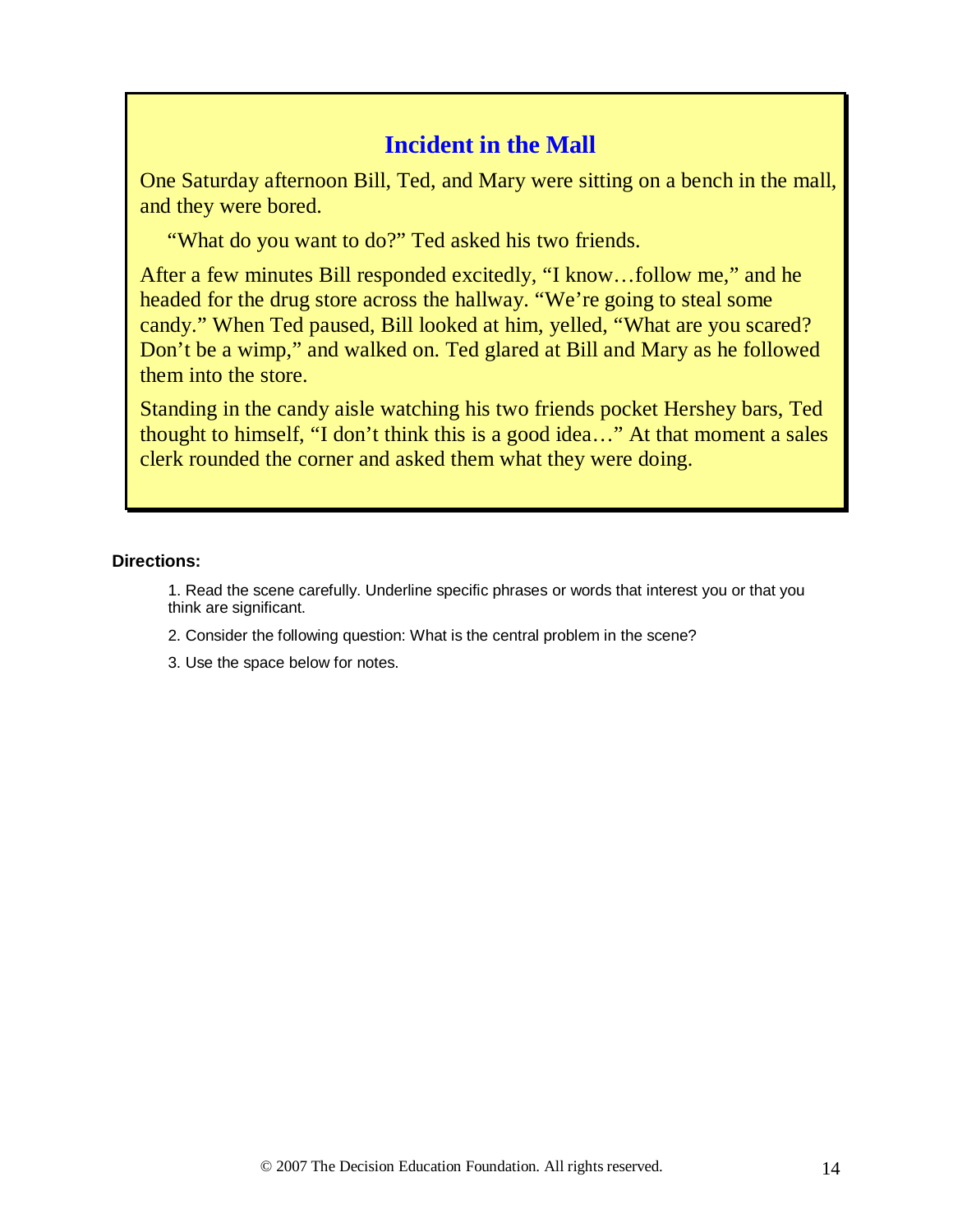## Incident in the Mall

One Saturday afternoon Bill, Ted, and Mary were sitting on a bench in the mall, and they were bored.

"What do you want to do?" Ted asked his two friends.

After a few minutes Bill responded excitedly, "I know…follow me," and he headed for the drug store across the hallway. "We're going to steal some candy." When Ted paused, Bill looked at him, yelled, "What are you scared? Don't be a wimp," and walked on. Ted glared at Bill and Mary as he followed them into the store.

Standing in the candy aisle watching his two friends pocket Hershey bars, Ted thought to himself, "I don't think this is a good idea…" At that moment a sales clerk rounded the corner and asked them what they were doing.

**Directions:**

1. Read the scene carefully. Underline specific phrases or words that interest you or that you think are significant.
2. Consider the following question: What is the central problem in the scene?
3. Use the space below for notes.

© 2007 The Decision Education Foundation. All rights reserved.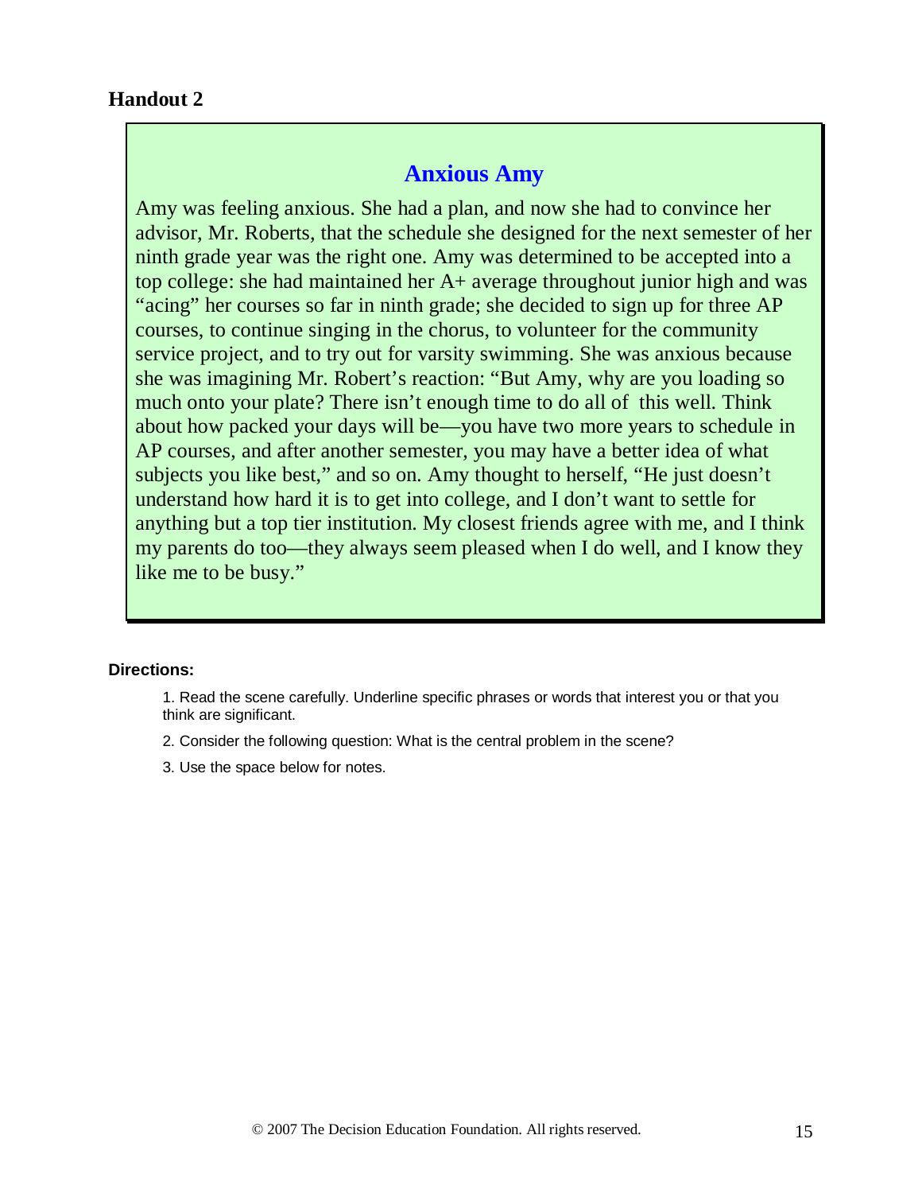## Handout 2

### Anxious Amy

Amy was feeling anxious. She had a plan, and now she had to convince her advisor, Mr. Roberts, that the schedule she designed for the next semester of her ninth grade year was the right one. Amy was determined to be accepted into a top college: she had maintained her A+ average throughout junior high and was "acing" her courses so far in ninth grade; she decided to sign up for three AP courses, to continue singing in the chorus, to volunteer for the community service project, and to try out for varsity swimming. She was anxious because she was imagining Mr. Robert's reaction: "But Amy, why are you loading so much onto your plate? There isn't enough time to do all of this well. Think about how packed your days will be—you have two more years to schedule in AP courses, and after another semester, you may have a better idea of what subjects you like best," and so on. Amy thought to herself, "He just doesn't understand how hard it is to get into college, and I don't want to settle for anything but a top tier institution. My closest friends agree with me, and I think my parents do too—they always seem pleased when I do well, and I know they like me to be busy."

**Directions:**

1. Read the scene carefully. Underline specific phrases or words that interest you or that you think are significant.
2. Consider the following question: What is the central problem in the scene?
3. Use the space below for notes.

© 2007 The Decision Education Foundation. All rights reserved.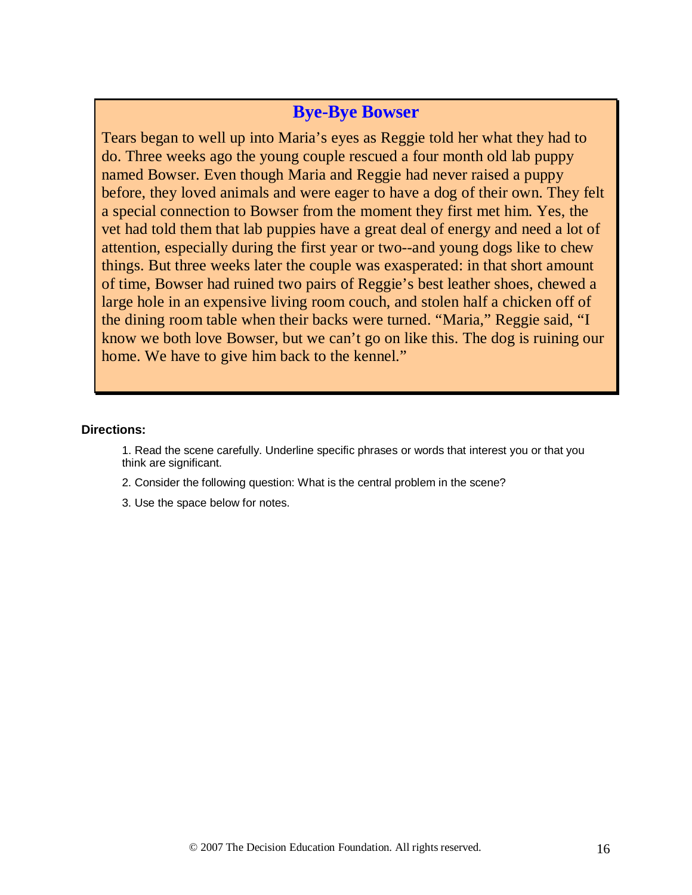## Bye-Bye Bowser

Tears began to well up into Maria's eyes as Reggie told her what they had to do. Three weeks ago the young couple rescued a four month old lab puppy named Bowser. Even though Maria and Reggie had never raised a puppy before, they loved animals and were eager to have a dog of their own. They felt a special connection to Bowser from the moment they first met him. Yes, the vet had told them that lab puppies have a great deal of energy and need a lot of attention, especially during the first year or two--and young dogs like to chew things. But three weeks later the couple was exasperated: in that short amount of time, Bowser had ruined two pairs of Reggie's best leather shoes, chewed a large hole in an expensive living room couch, and stolen half a chicken off of the dining room table when their backs were turned. "Maria," Reggie said, "I know we both love Bowser, but we can't go on like this. The dog is ruining our home. We have to give him back to the kennel."

**Directions:**

1. Read the scene carefully. Underline specific phrases or words that interest you or that you think are significant.
2. Consider the following question: What is the central problem in the scene?
3. Use the space below for notes.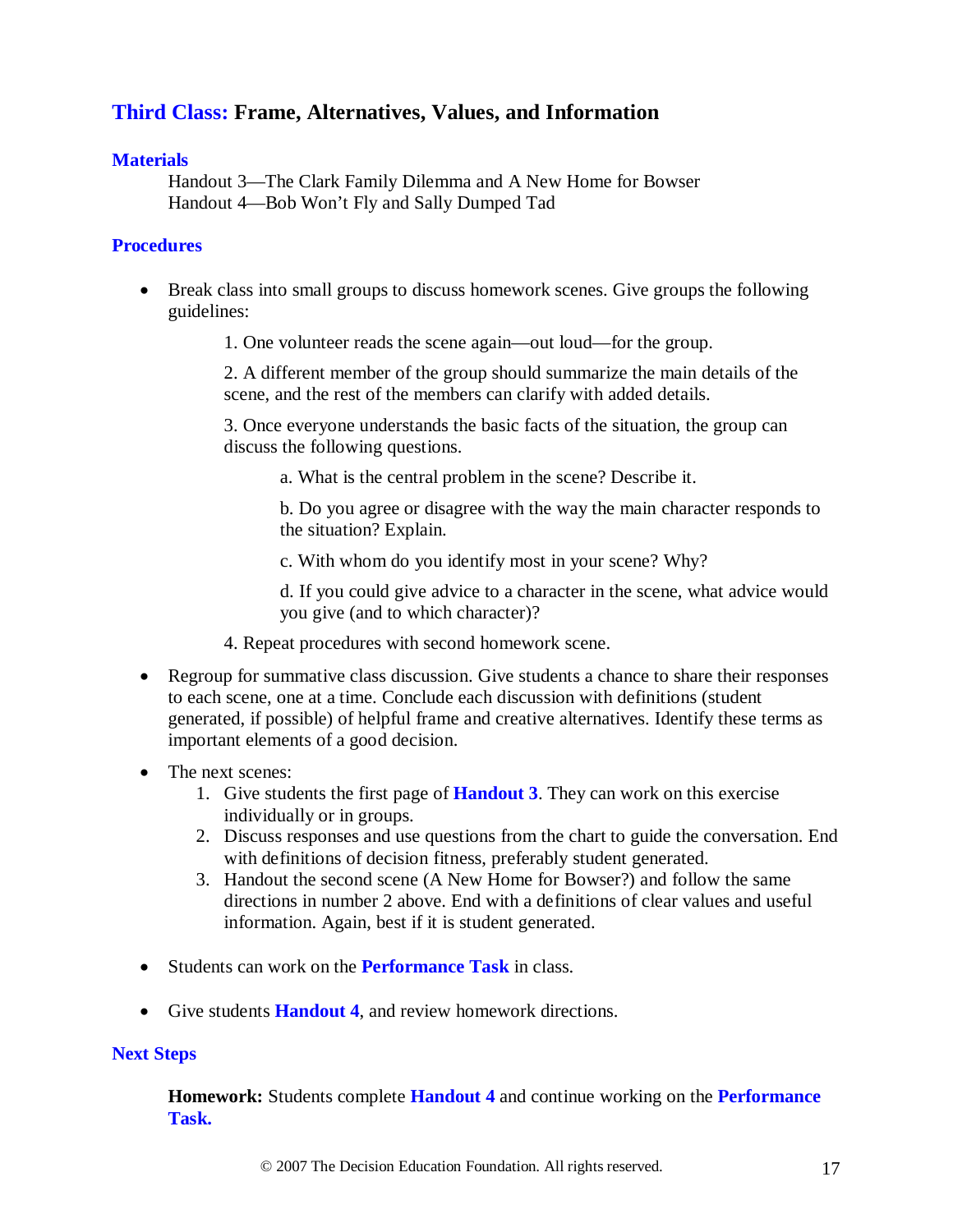## Third Class: Frame, Alternatives, Values, and Information

### Materials

Handout 3—The Clark Family Dilemma and A New Home for Bowser
Handout 4—Bob Won't Fly and Sally Dumped Tad

### Procedures

- Break class into small groups to discuss homework scenes. Give groups the following guidelines:

  1. One volunteer reads the scene again—out loud—for the group.

  2. A different member of the group should summarize the main details of the scene, and the rest of the members can clarify with added details.

  3. Once everyone understands the basic facts of the situation, the group can discuss the following questions.

     a. What is the central problem in the scene? Describe it.

     b. Do you agree or disagree with the way the main character responds to the situation? Explain.

     c. With whom do you identify most in your scene? Why?

     d. If you could give advice to a character in the scene, what advice would you give (and to which character)?

  4. Repeat procedures with second homework scene.

- Regroup for summative class discussion. Give students a chance to share their responses to each scene, one at a time. Conclude each discussion with definitions (student generated, if possible) of helpful frame and creative alternatives. Identify these terms as important elements of a good decision.

- The next scenes:
  1. Give students the first page of **Handout 3**. They can work on this exercise individually or in groups.
  2. Discuss responses and use questions from the chart to guide the conversation. End with definitions of decision fitness, preferably student generated.
  3. Handout the second scene (A New Home for Bowser?) and follow the same directions in number 2 above. End with a definitions of clear values and useful information. Again, best if it is student generated.

- Students can work on the **Performance Task** in class.

- Give students **Handout 4**, and review homework directions.

### Next Steps

**Homework:** Students complete **Handout 4** and continue working on the **Performance Task.**

© 2007 The Decision Education Foundation. All rights reserved.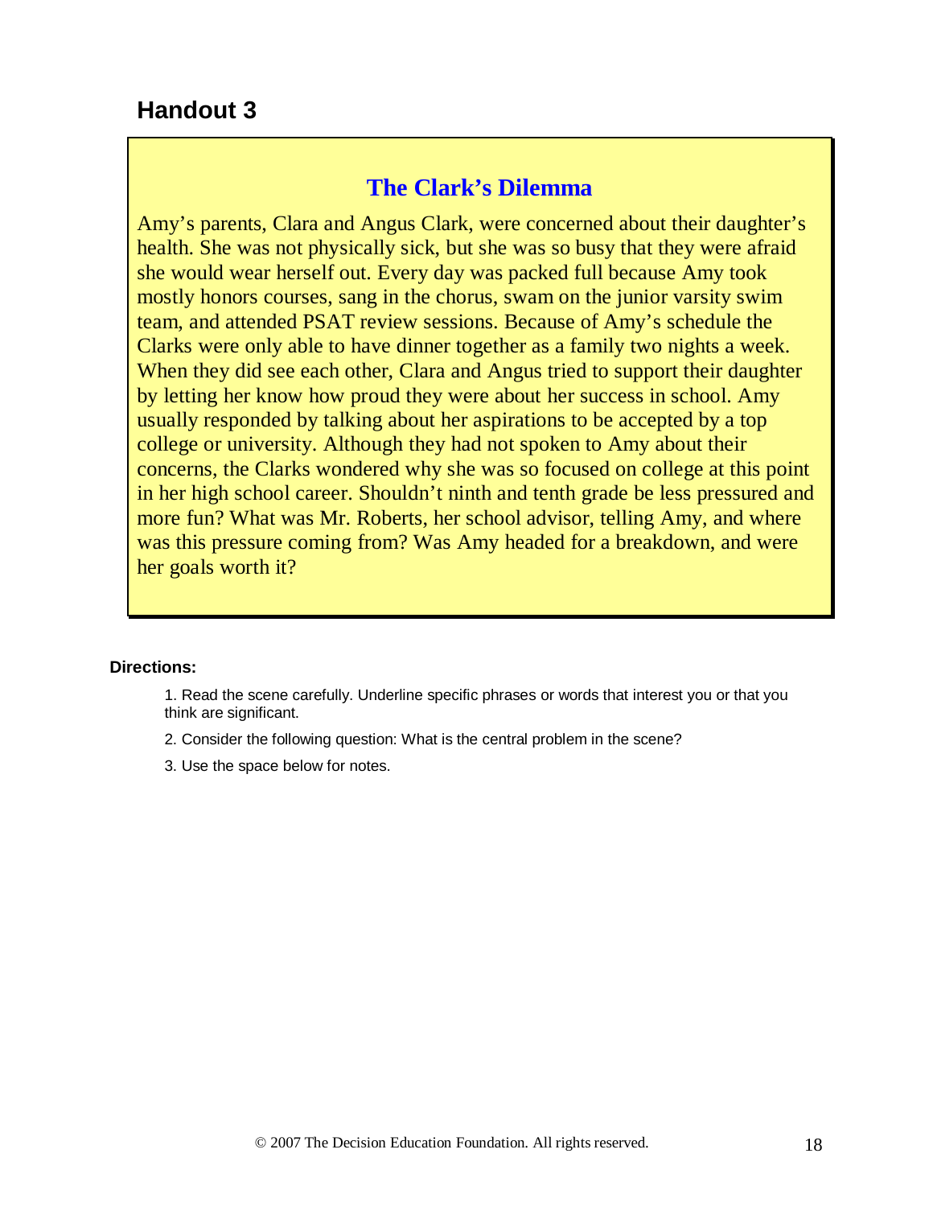## Handout 3

### The Clark's Dilemma

Amy's parents, Clara and Angus Clark, were concerned about their daughter's health. She was not physically sick, but she was so busy that they were afraid she would wear herself out. Every day was packed full because Amy took mostly honors courses, sang in the chorus, swam on the junior varsity swim team, and attended PSAT review sessions. Because of Amy's schedule the Clarks were only able to have dinner together as a family two nights a week. When they did see each other, Clara and Angus tried to support their daughter by letting her know how proud they were about her success in school. Amy usually responded by talking about her aspirations to be accepted by a top college or university. Although they had not spoken to Amy about their concerns, the Clarks wondered why she was so focused on college at this point in her high school career. Shouldn't ninth and tenth grade be less pressured and more fun? What was Mr. Roberts, her school advisor, telling Amy, and where was this pressure coming from? Was Amy headed for a breakdown, and were her goals worth it?

**Directions:**

1. Read the scene carefully. Underline specific phrases or words that interest you or that you think are significant.
2. Consider the following question: What is the central problem in the scene?
3. Use the space below for notes.

© 2007 The Decision Education Foundation. All rights reserved.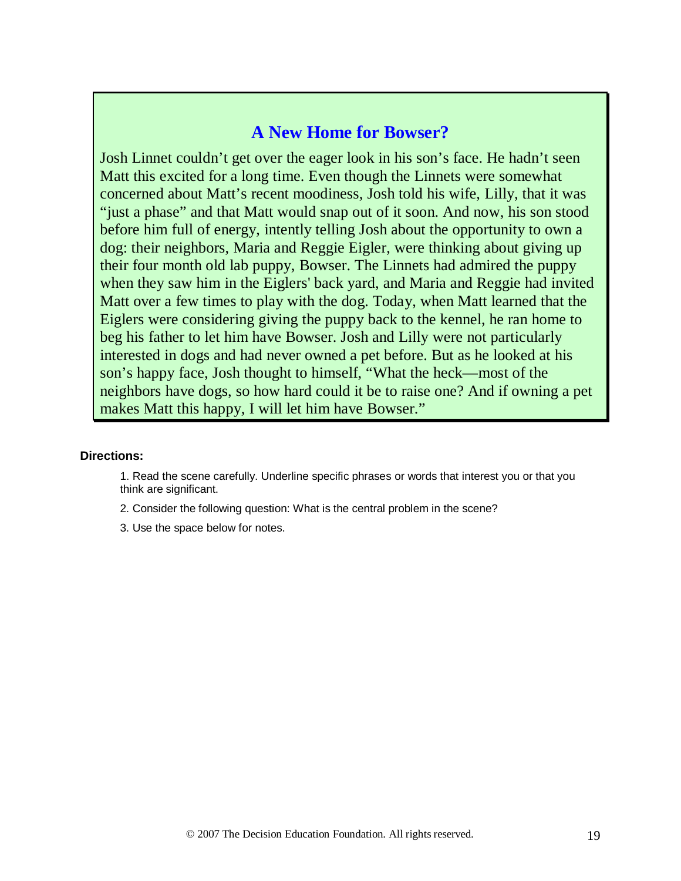## A New Home for Bowser?

Josh Linnet couldn't get over the eager look in his son's face. He hadn't seen Matt this excited for a long time. Even though the Linnets were somewhat concerned about Matt's recent moodiness, Josh told his wife, Lilly, that it was "just a phase" and that Matt would snap out of it soon. And now, his son stood before him full of energy, intently telling Josh about the opportunity to own a dog: their neighbors, Maria and Reggie Eigler, were thinking about giving up their four month old lab puppy, Bowser. The Linnets had admired the puppy when they saw him in the Eiglers' back yard, and Maria and Reggie had invited Matt over a few times to play with the dog. Today, when Matt learned that the Eiglers were considering giving the puppy back to the kennel, he ran home to beg his father to let him have Bowser. Josh and Lilly were not particularly interested in dogs and had never owned a pet before. But as he looked at his son's happy face, Josh thought to himself, "What the heck—most of the neighbors have dogs, so how hard could it be to raise one? And if owning a pet makes Matt this happy, I will let him have Bowser."

**Directions:**

1. Read the scene carefully. Underline specific phrases or words that interest you or that you think are significant.
2. Consider the following question: What is the central problem in the scene?
3. Use the space below for notes.

© 2007 The Decision Education Foundation. All rights reserved.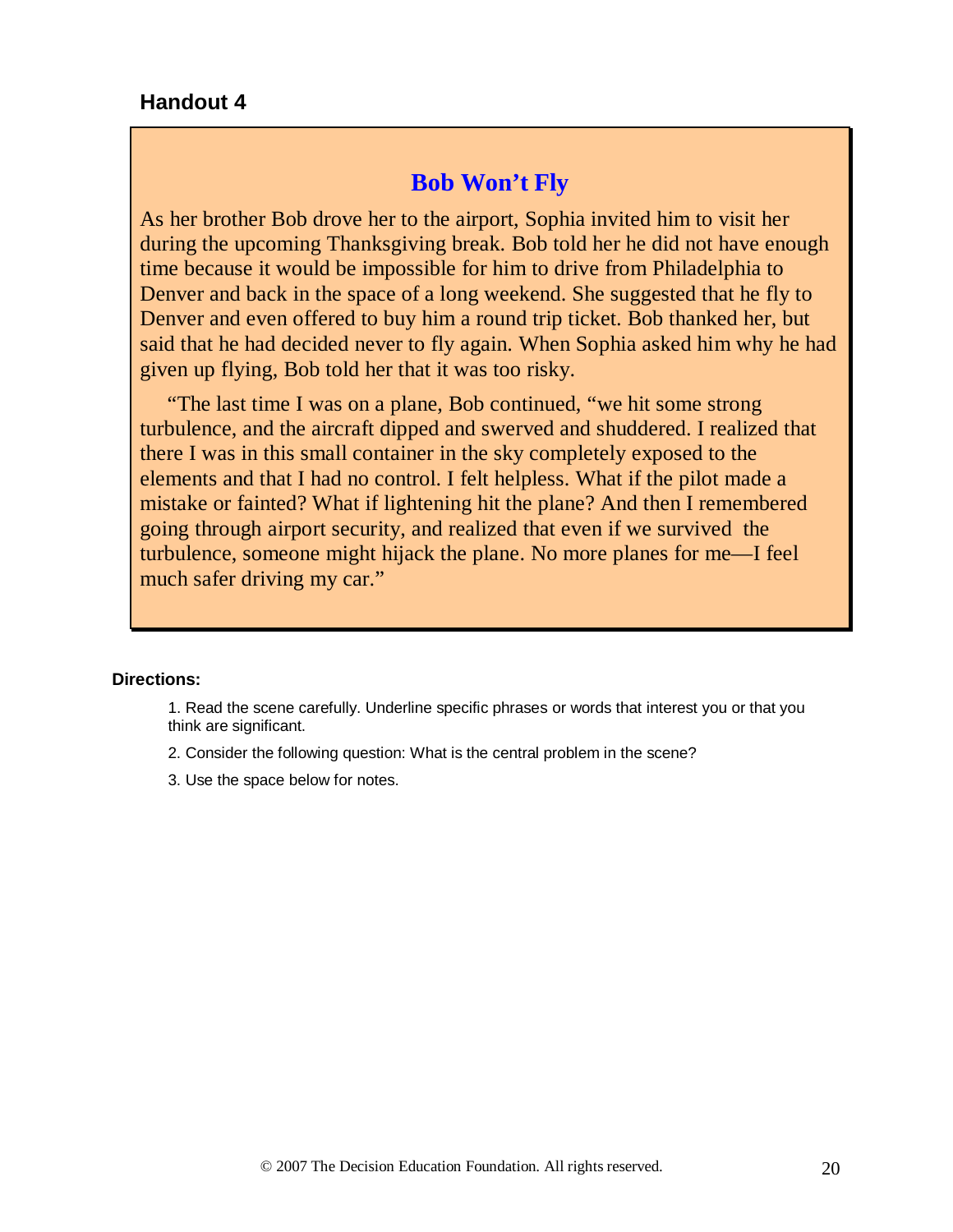## Handout 4

### Bob Won't Fly

As her brother Bob drove her to the airport, Sophia invited him to visit her during the upcoming Thanksgiving break. Bob told her he did not have enough time because it would be impossible for him to drive from Philadelphia to Denver and back in the space of a long weekend. She suggested that he fly to Denver and even offered to buy him a round trip ticket. Bob thanked her, but said that he had decided never to fly again. When Sophia asked him why he had given up flying, Bob told her that it was too risky.

"The last time I was on a plane, Bob continued, "we hit some strong turbulence, and the aircraft dipped and swerved and shuddered. I realized that there I was in this small container in the sky completely exposed to the elements and that I had no control. I felt helpless. What if the pilot made a mistake or fainted? What if lightening hit the plane? And then I remembered going through airport security, and realized that even if we survived the turbulence, someone might hijack the plane. No more planes for me—I feel much safer driving my car."

**Directions:**

1. Read the scene carefully. Underline specific phrases or words that interest you or that you think are significant.
2. Consider the following question: What is the central problem in the scene?
3. Use the space below for notes.

© 2007 The Decision Education Foundation. All rights reserved.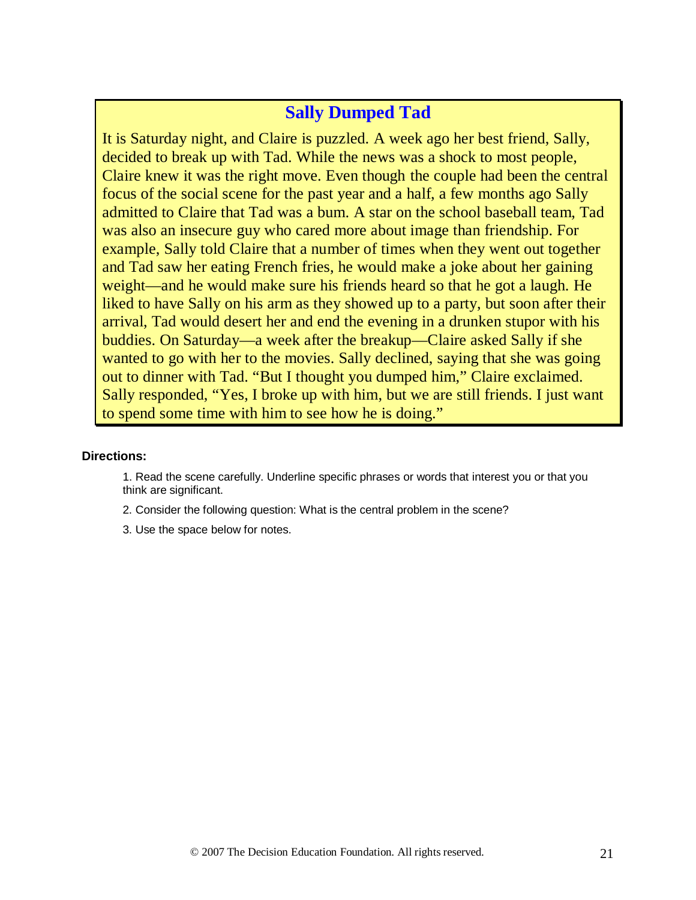## Sally Dumped Tad

It is Saturday night, and Claire is puzzled. A week ago her best friend, Sally, decided to break up with Tad. While the news was a shock to most people, Claire knew it was the right move. Even though the couple had been the central focus of the social scene for the past year and a half, a few months ago Sally admitted to Claire that Tad was a bum. A star on the school baseball team, Tad was also an insecure guy who cared more about image than friendship. For example, Sally told Claire that a number of times when they went out together and Tad saw her eating French fries, he would make a joke about her gaining weight—and he would make sure his friends heard so that he got a laugh. He liked to have Sally on his arm as they showed up to a party, but soon after their arrival, Tad would desert her and end the evening in a drunken stupor with his buddies. On Saturday—a week after the breakup—Claire asked Sally if she wanted to go with her to the movies. Sally declined, saying that she was going out to dinner with Tad. "But I thought you dumped him," Claire exclaimed. Sally responded, "Yes, I broke up with him, but we are still friends. I just want to spend some time with him to see how he is doing."

**Directions:**

1. Read the scene carefully. Underline specific phrases or words that interest you or that you think are significant.
2. Consider the following question: What is the central problem in the scene?
3. Use the space below for notes.

© 2007 The Decision Education Foundation. All rights reserved.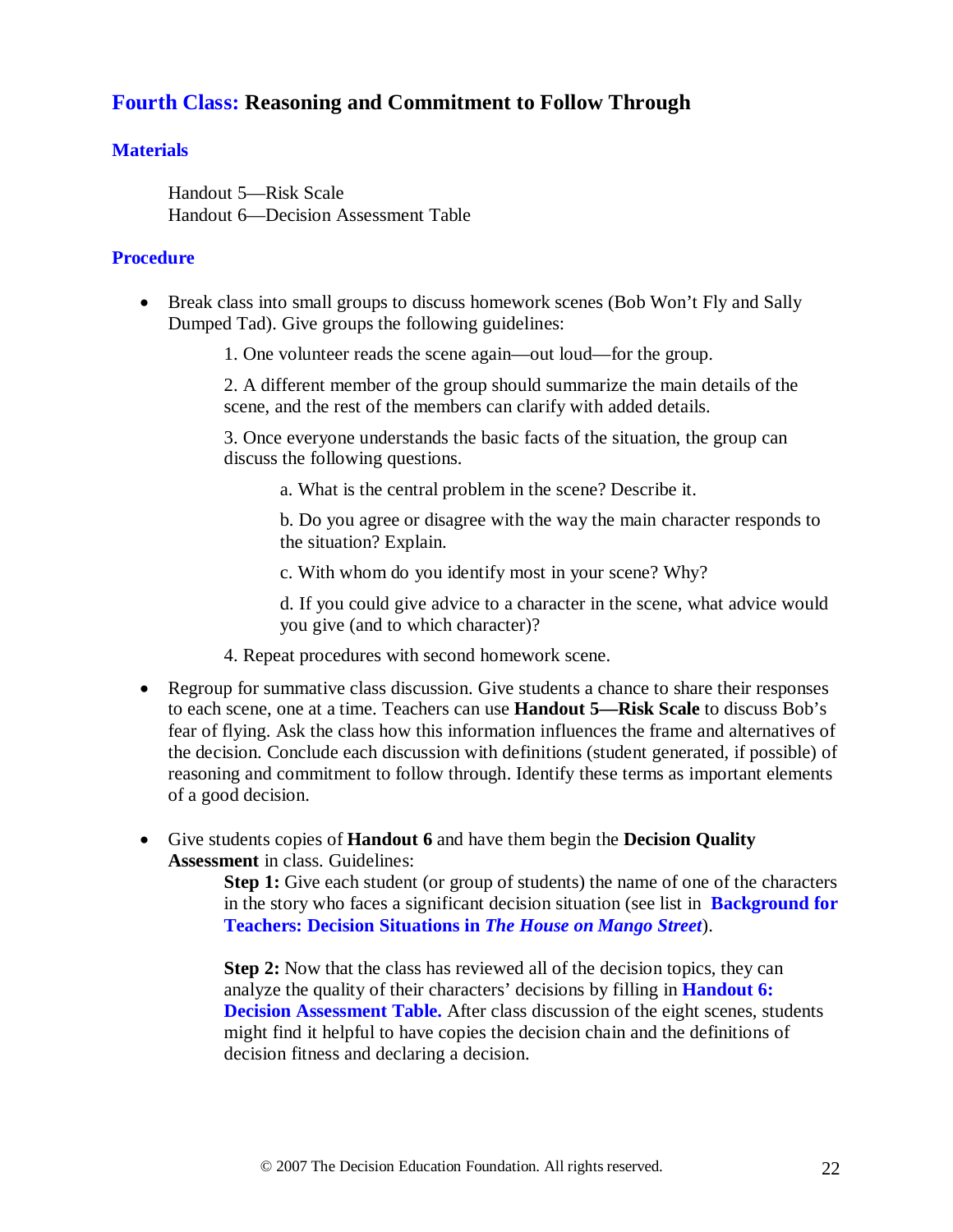## Fourth Class: Reasoning and Commitment to Follow Through

### Materials

Handout 5—Risk Scale
Handout 6—Decision Assessment Table

### Procedure

- Break class into small groups to discuss homework scenes (Bob Won't Fly and Sally Dumped Tad). Give groups the following guidelines:

    1. One volunteer reads the scene again—out loud—for the group.

    2. A different member of the group should summarize the main details of the scene, and the rest of the members can clarify with added details.

    3. Once everyone understands the basic facts of the situation, the group can discuss the following questions.

        a. What is the central problem in the scene? Describe it.

        b. Do you agree or disagree with the way the main character responds to the situation? Explain.

        c. With whom do you identify most in your scene? Why?

        d. If you could give advice to a character in the scene, what advice would you give (and to which character)?

    4. Repeat procedures with second homework scene.

- Regroup for summative class discussion. Give students a chance to share their responses to each scene, one at a time. Teachers can use **Handout 5—Risk Scale** to discuss Bob's fear of flying. Ask the class how this information influences the frame and alternatives of the decision. Conclude each discussion with definitions (student generated, if possible) of reasoning and commitment to follow through. Identify these terms as important elements of a good decision.

- Give students copies of **Handout 6** and have them begin the **Decision Quality Assessment** in class. Guidelines:

    **Step 1:** Give each student (or group of students) the name of one of the characters in the story who faces a significant decision situation (see list in **Background for Teachers: Decision Situations in *The House on Mango Street***).

    **Step 2:** Now that the class has reviewed all of the decision topics, they can analyze the quality of their characters' decisions by filling in **Handout 6: Decision Assessment Table.** After class discussion of the eight scenes, students might find it helpful to have copies the decision chain and the definitions of decision fitness and declaring a decision.

© 2007 The Decision Education Foundation. All rights reserved.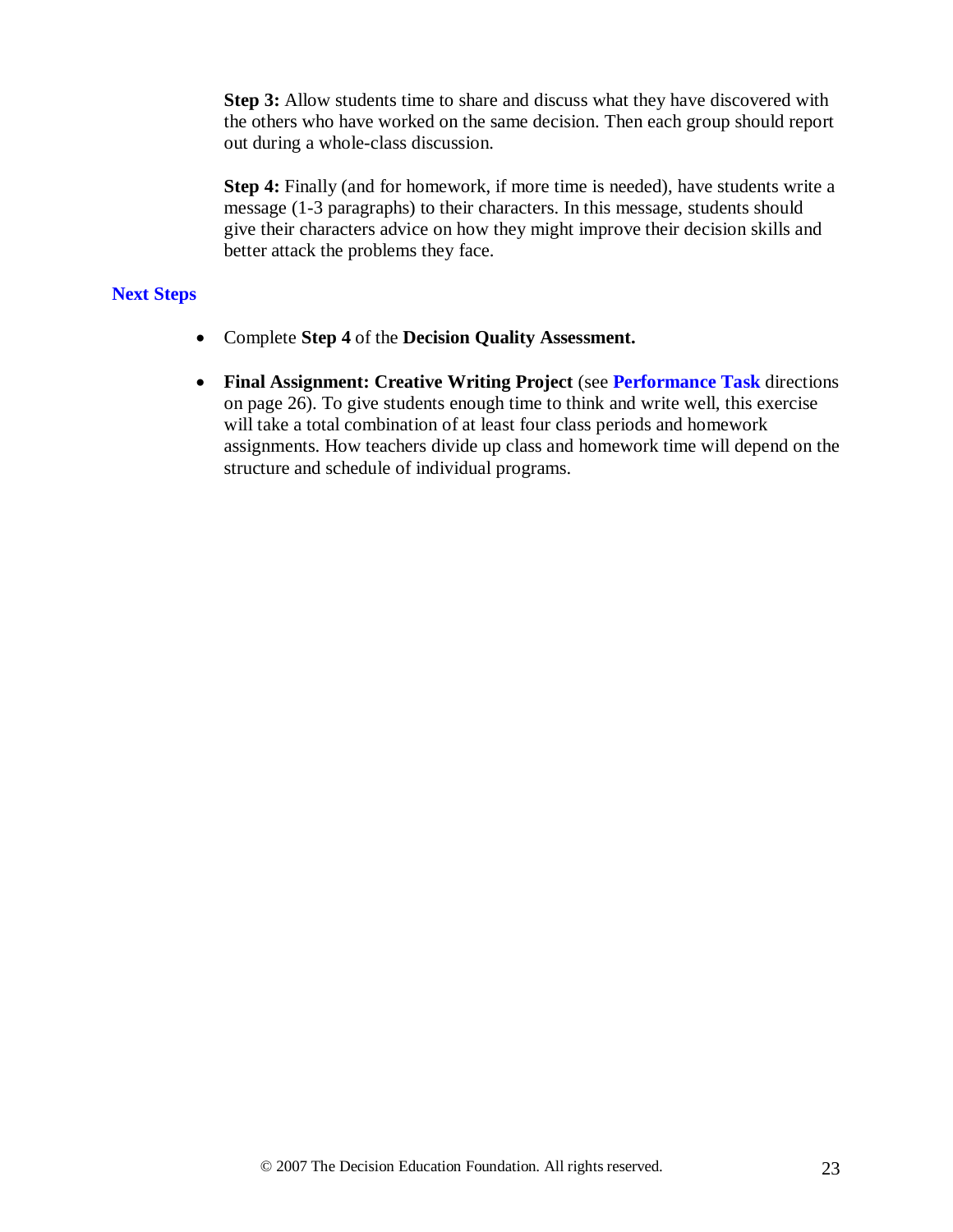**Step 3:** Allow students time to share and discuss what they have discovered with the others who have worked on the same decision. Then each group should report out during a whole-class discussion.

**Step 4:** Finally (and for homework, if more time is needed), have students write a message (1-3 paragraphs) to their characters. In this message, students should give their characters advice on how they might improve their decision skills and better attack the problems they face.

### Next Steps

- Complete **Step 4** of the **Decision Quality Assessment.**
- **Final Assignment: Creative Writing Project** (see **Performance Task** directions on page 26). To give students enough time to think and write well, this exercise will take a total combination of at least four class periods and homework assignments. How teachers divide up class and homework time will depend on the structure and schedule of individual programs.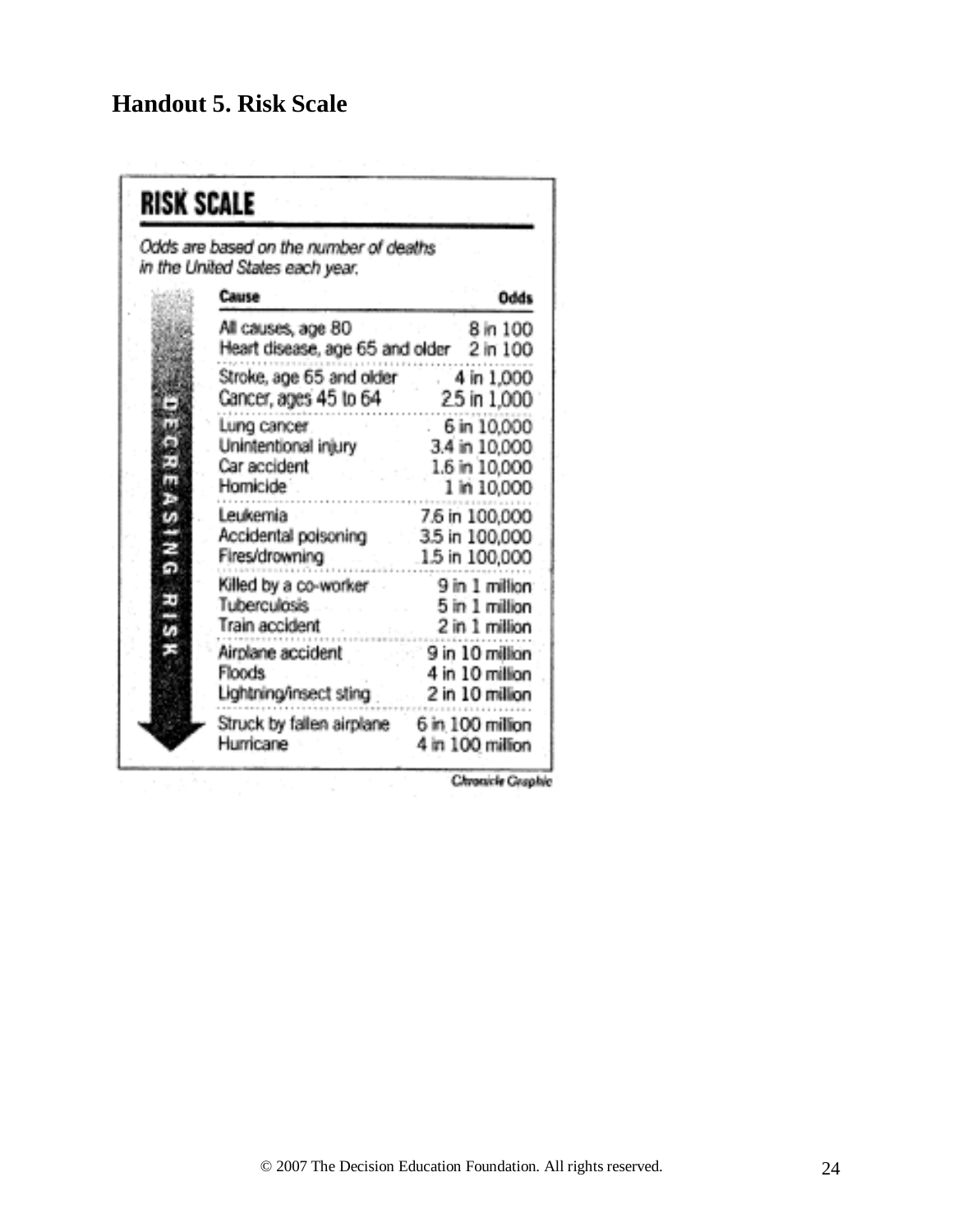## Handout 5. Risk Scale

### RISK SCALE

*Odds are based on the number of deaths in the United States each year.*

DECREASING RISK

| Cause | Odds |
|---|---|
| All causes, age 80 | 8 in 100 |
| Heart disease, age 65 and older | 2 in 100 |
| Stroke, age 65 and older | 4 in 1,000 |
| Cancer, ages 45 to 64 | 2.5 in 1,000 |
| Lung cancer | 6 in 10,000 |
| Unintentional injury | 3.4 in 10,000 |
| Car accident | 1.6 in 10,000 |
| Homicide | 1 in 10,000 |
| Leukemia | 7.6 in 100,000 |
| Accidental poisoning | 3.5 in 100,000 |
| Fires/drowning | 1.5 in 100,000 |
| Killed by a co-worker | 9 in 1 million |
| Tuberculosis | 5 in 1 million |
| Train accident | 2 in 1 million |
| Airplane accident | 9 in 10 million |
| Floods | 4 in 10 million |
| Lightning/insect sting | 2 in 10 million |
| Struck by fallen airplane | 6 in 100 million |
| Hurricane | 4 in 100 million |

Chronicle Graphic

© 2007 The Decision Education Foundation. All rights reserved.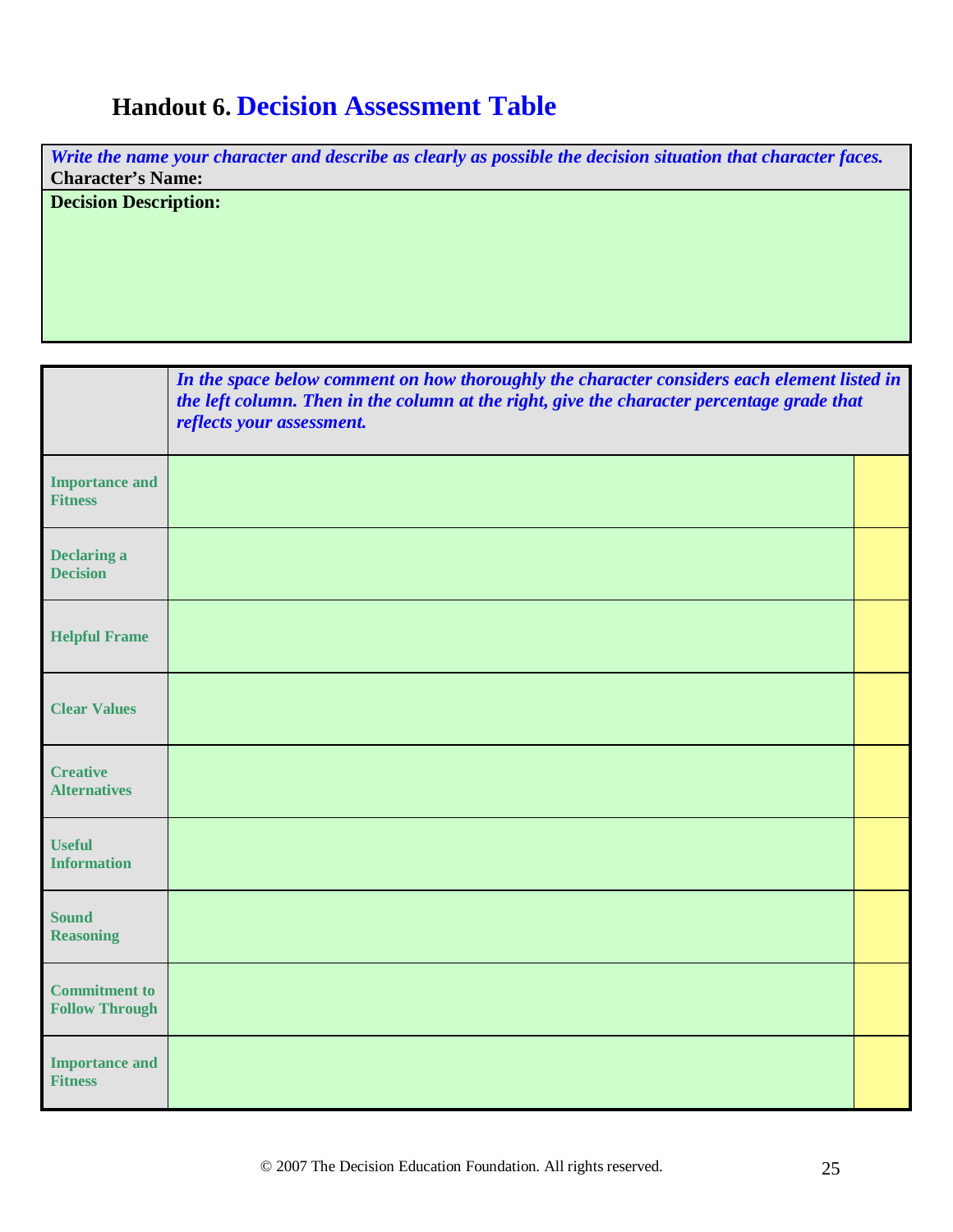# Handout 6. Decision Assessment Table

| *Write the name your character and describe as clearly as possible the decision situation that character faces.* |
|---|
| **Character's Name:** |
| **Decision Description:** |

| | *In the space below comment on how thoroughly the character considers each element listed in the left column. Then in the column at the right, give the character percentage grade that reflects your assessment.* | |
|---|---|---|
| **Importance and Fitness** | | |
| **Declaring a Decision** | | |
| **Helpful Frame** | | |
| **Clear Values** | | |
| **Creative Alternatives** | | |
| **Useful Information** | | |
| **Sound Reasoning** | | |
| **Commitment to Follow Through** | | |
| **Importance and Fitness** | | |

© 2007 The Decision Education Foundation. All rights reserved.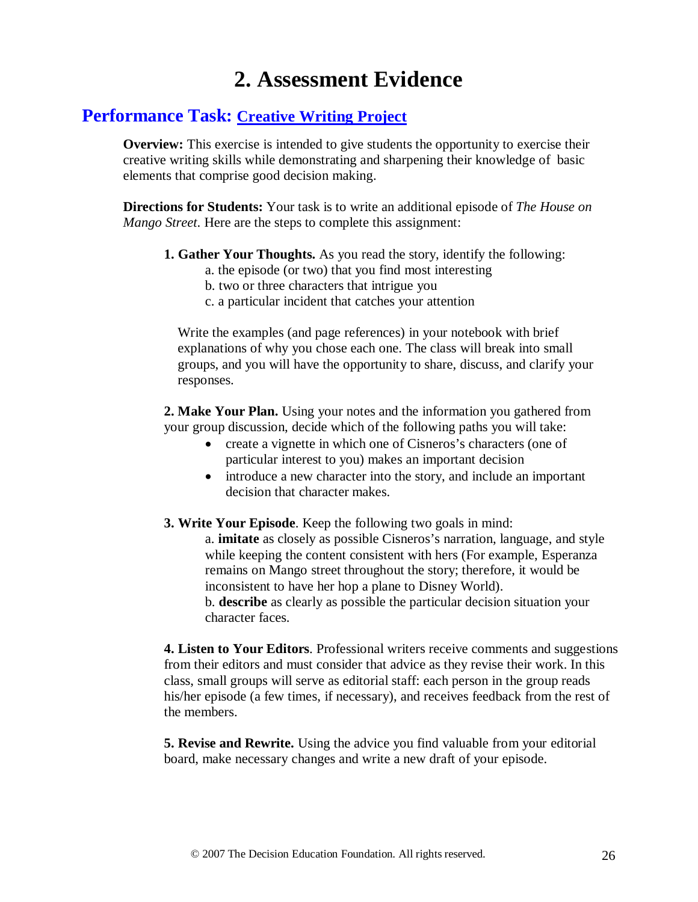# 2. Assessment Evidence

## Performance Task: Creative Writing Project

**Overview:** This exercise is intended to give students the opportunity to exercise their creative writing skills while demonstrating and sharpening their knowledge of basic elements that comprise good decision making.

**Directions for Students:** Your task is to write an additional episode of *The House on Mango Street*. Here are the steps to complete this assignment:

**1. Gather Your Thoughts.** As you read the story, identify the following:

a. the episode (or two) that you find most interesting
b. two or three characters that intrigue you
c. a particular incident that catches your attention

Write the examples (and page references) in your notebook with brief explanations of why you chose each one. The class will break into small groups, and you will have the opportunity to share, discuss, and clarify your responses.

**2. Make Your Plan.** Using your notes and the information you gathered from your group discussion, decide which of the following paths you will take:

- create a vignette in which one of Cisneros's characters (one of particular interest to you) makes an important decision
- introduce a new character into the story, and include an important decision that character makes.

**3. Write Your Episode**. Keep the following two goals in mind:

a. **imitate** as closely as possible Cisneros's narration, language, and style while keeping the content consistent with hers (For example, Esperanza remains on Mango street throughout the story; therefore, it would be inconsistent to have her hop a plane to Disney World).
b. **describe** as clearly as possible the particular decision situation your character faces.

**4. Listen to Your Editors**. Professional writers receive comments and suggestions from their editors and must consider that advice as they revise their work. In this class, small groups will serve as editorial staff: each person in the group reads his/her episode (a few times, if necessary), and receives feedback from the rest of the members.

**5. Revise and Rewrite.** Using the advice you find valuable from your editorial board, make necessary changes and write a new draft of your episode.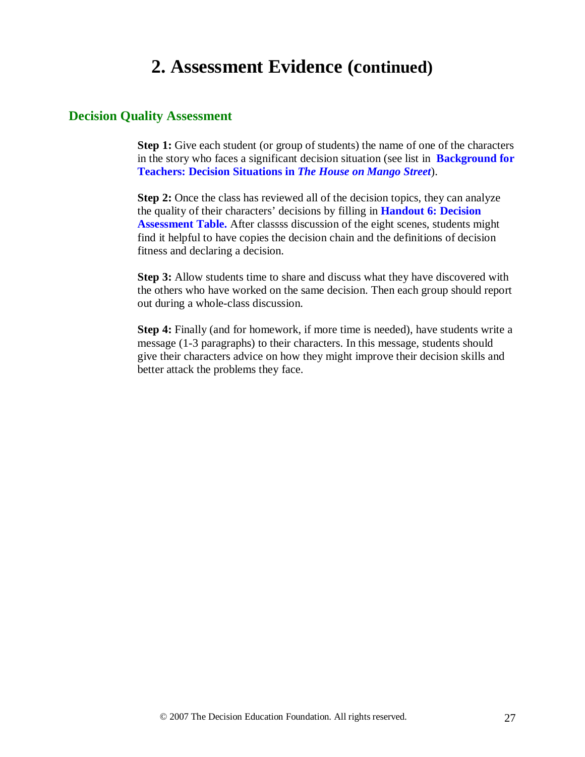# 2. Assessment Evidence (continued)

## Decision Quality Assessment

**Step 1:** Give each student (or group of students) the name of one of the characters in the story who faces a significant decision situation (see list in **Background for Teachers: Decision Situations in *The House on Mango Street***).

**Step 2:** Once the class has reviewed all of the decision topics, they can analyze the quality of their characters' decisions by filling in **Handout 6: Decision Assessment Table.** After classss discussion of the eight scenes, students might find it helpful to have copies the decision chain and the definitions of decision fitness and declaring a decision.

**Step 3:** Allow students time to share and discuss what they have discovered with the others who have worked on the same decision. Then each group should report out during a whole-class discussion.

**Step 4:** Finally (and for homework, if more time is needed), have students write a message (1-3 paragraphs) to their characters. In this message, students should give their characters advice on how they might improve their decision skills and better attack the problems they face.

© 2007 The Decision Education Foundation. All rights reserved.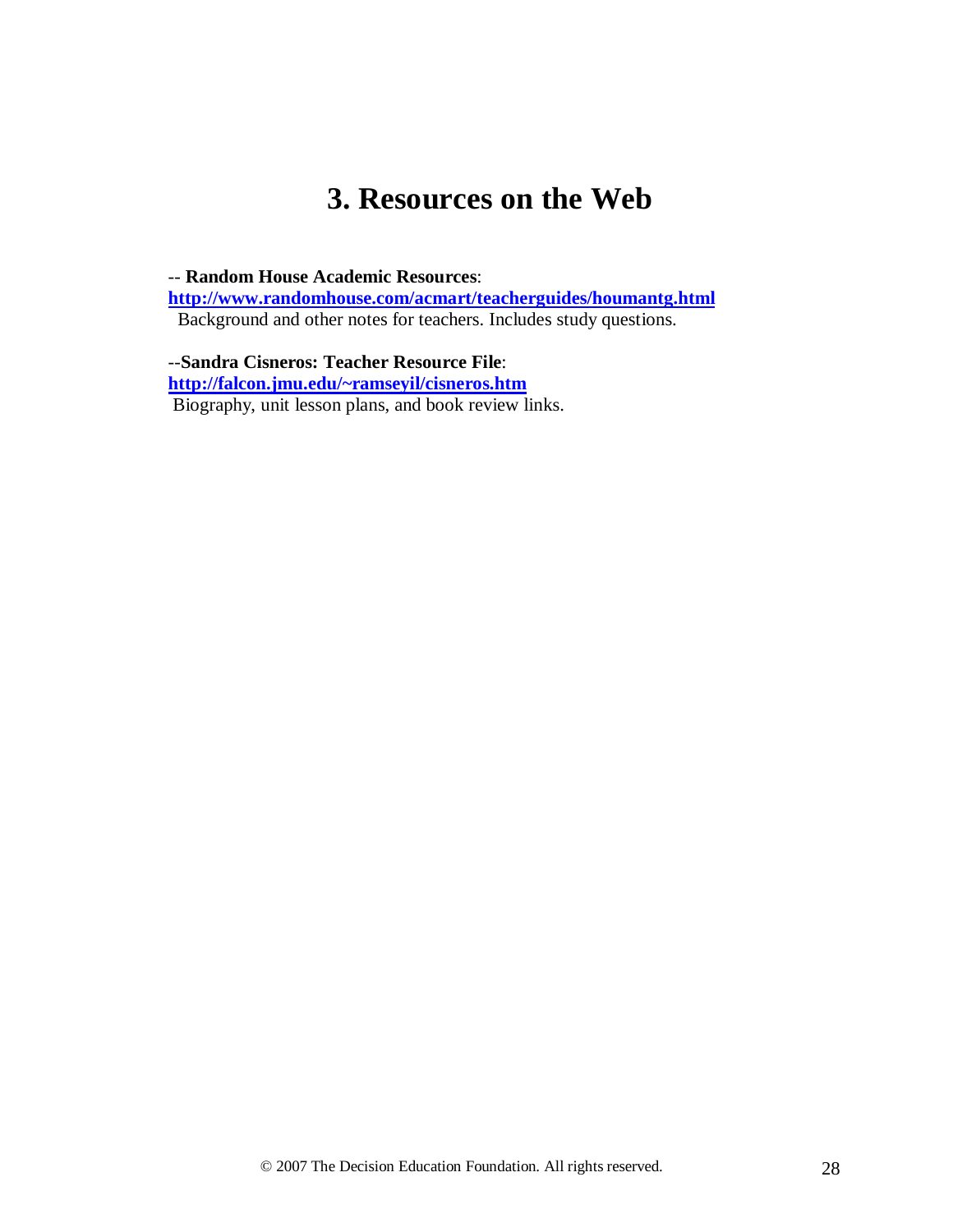# 3. Resources on the Web

-- **Random House Academic Resources**:
**http://www.randomhouse.com/acmart/teacherguides/houmantg.html**
Background and other notes for teachers. Includes study questions.

--**Sandra Cisneros: Teacher Resource File**:
**http://falcon.jmu.edu/~ramseyil/cisneros.htm**
Biography, unit lesson plans, and book review links.

© 2007 The Decision Education Foundation. All rights reserved.